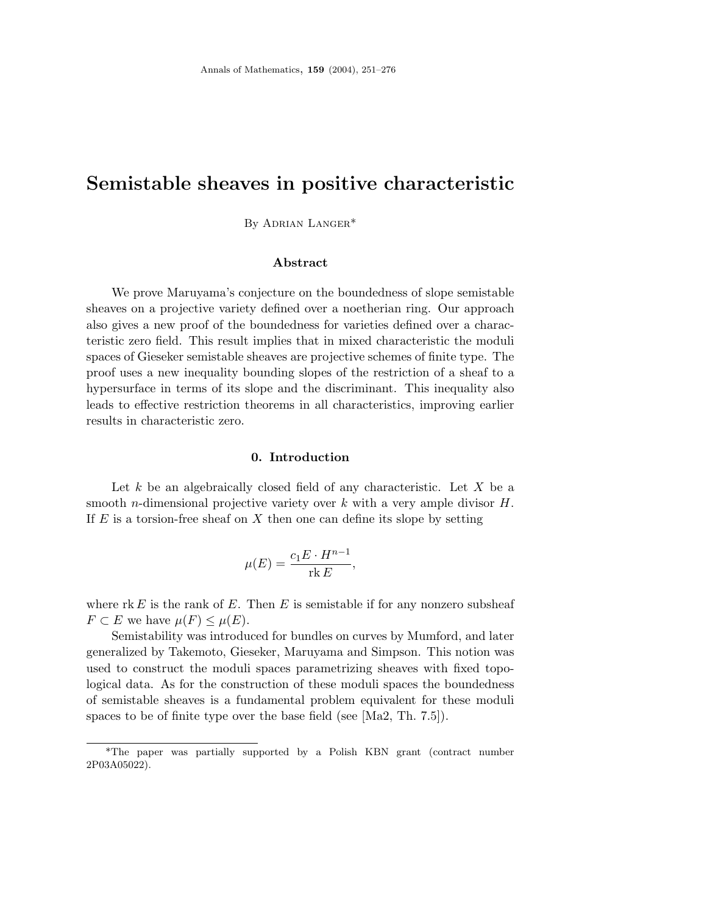# Semistable sheaves in positive characteristic

By Adrian Langer*

### Abstract

We prove Maruyama's conjecture on the boundedness of slope semistable sheaves on a projective variety defined over a noetherian ring. Our approach also gives a new proof of the boundedness for varieties defined over a characteristic zero field. This result implies that in mixed characteristic the moduli spaces of Gieseker semistable sheaves are projective schemes of finite type. The proof uses a new inequality bounding slopes of the restriction of a sheaf to a hypersurface in terms of its slope and the discriminant. This inequality also leads to effective restriction theorems in all characteristics, improving earlier results in characteristic zero.

## 0. Introduction

Let $k$ be an algebraically closed field of any characteristic. Let $X$ be a smooth $n$-dimensional projective variety over $k$ with a very ample divisor $H$. If $E$ is a torsion-free sheaf on $X$ then one can define its slope by setting

$$\mu(E) = \frac{c_1 E \cdot H^{n-1}}{\operatorname{rk} E},$$

where $\operatorname{rk} E$ is the rank of $E$. Then $E$ is semistable if for any nonzero subsheaf $F \subset E$ we have $\mu(F) \leq \mu(E)$.

Semistability was introduced for bundles on curves by Mumford, and later generalized by Takemoto, Gieseker, Maruyama and Simpson. This notion was used to construct the moduli spaces parametrizing sheaves with fixed topological data. As for the construction of these moduli spaces the boundedness of semistable sheaves is a fundamental problem equivalent for these moduli spaces to be of finite type over the base field (see [Ma2, Th. 7.5]).

*The paper was partially supported by a Polish KBN grant (contract number 2P03A05022).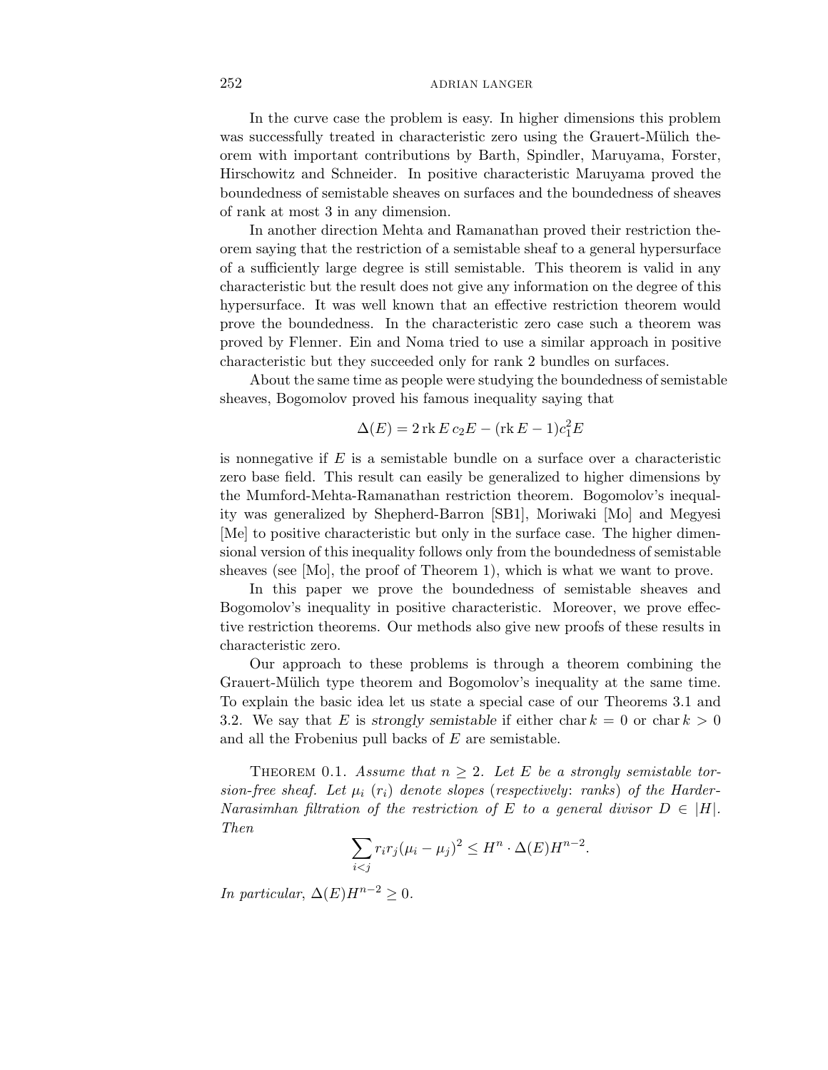In the curve case the problem is easy. In higher dimensions this problem was successfully treated in characteristic zero using the Grauert-Mülich theorem with important contributions by Barth, Spindler, Maruyama, Forster, Hirschowitz and Schneider. In positive characteristic Maruyama proved the boundedness of semistable sheaves on surfaces and the boundedness of sheaves of rank at most 3 in any dimension.

In another direction Mehta and Ramanathan proved their restriction theorem saying that the restriction of a semistable sheaf to a general hypersurface of a sufficiently large degree is still semistable. This theorem is valid in any characteristic but the result does not give any information on the degree of this hypersurface. It was well known that an effective restriction theorem would prove the boundedness. In the characteristic zero case such a theorem was proved by Flenner. Ein and Noma tried to use a similar approach in positive characteristic but they succeeded only for rank 2 bundles on surfaces.

About the same time as people were studying the boundedness of semistable sheaves, Bogomolov proved his famous inequality saying that

$$\Delta(E) = 2\,\mathrm{rk}\,E\,c_2E - (\mathrm{rk}\,E - 1)c_1^2E$$

is nonnegative if $E$ is a semistable bundle on a surface over a characteristic zero base field. This result can easily be generalized to higher dimensions by the Mumford-Mehta-Ramanathan restriction theorem. Bogomolov's inequality was generalized by Shepherd-Barron [SB1], Moriwaki [Mo] and Megyesi [Me] to positive characteristic but only in the surface case. The higher dimensional version of this inequality follows only from the boundedness of semistable sheaves (see [Mo], the proof of Theorem 1), which is what we want to prove.

In this paper we prove the boundedness of semistable sheaves and Bogomolov's inequality in positive characteristic. Moreover, we prove effective restriction theorems. Our methods also give new proofs of these results in characteristic zero.

Our approach to these problems is through a theorem combining the Grauert-Mülich type theorem and Bogomolov's inequality at the same time. To explain the basic idea let us state a special case of our Theorems 3.1 and 3.2. We say that $E$ is *strongly semistable* if either $\mathrm{char}\,k = 0$ or $\mathrm{char}\,k > 0$ and all the Frobenius pull backs of $E$ are semistable.

THEOREM 0.1. *Assume that $n \geq 2$. Let $E$ be a strongly semistable torsion-free sheaf. Let $\mu_i$ ($r_i$) denote slopes (respectively: ranks) of the Harder-Narasimhan filtration of the restriction of $E$ to a general divisor $D \in |H|$. Then*

$$\sum_{i<j} r_i r_j (\mu_i - \mu_j)^2 \leq H^n \cdot \Delta(E) H^{n-2}.$$

*In particular,* $\Delta(E)H^{n-2} \geq 0$.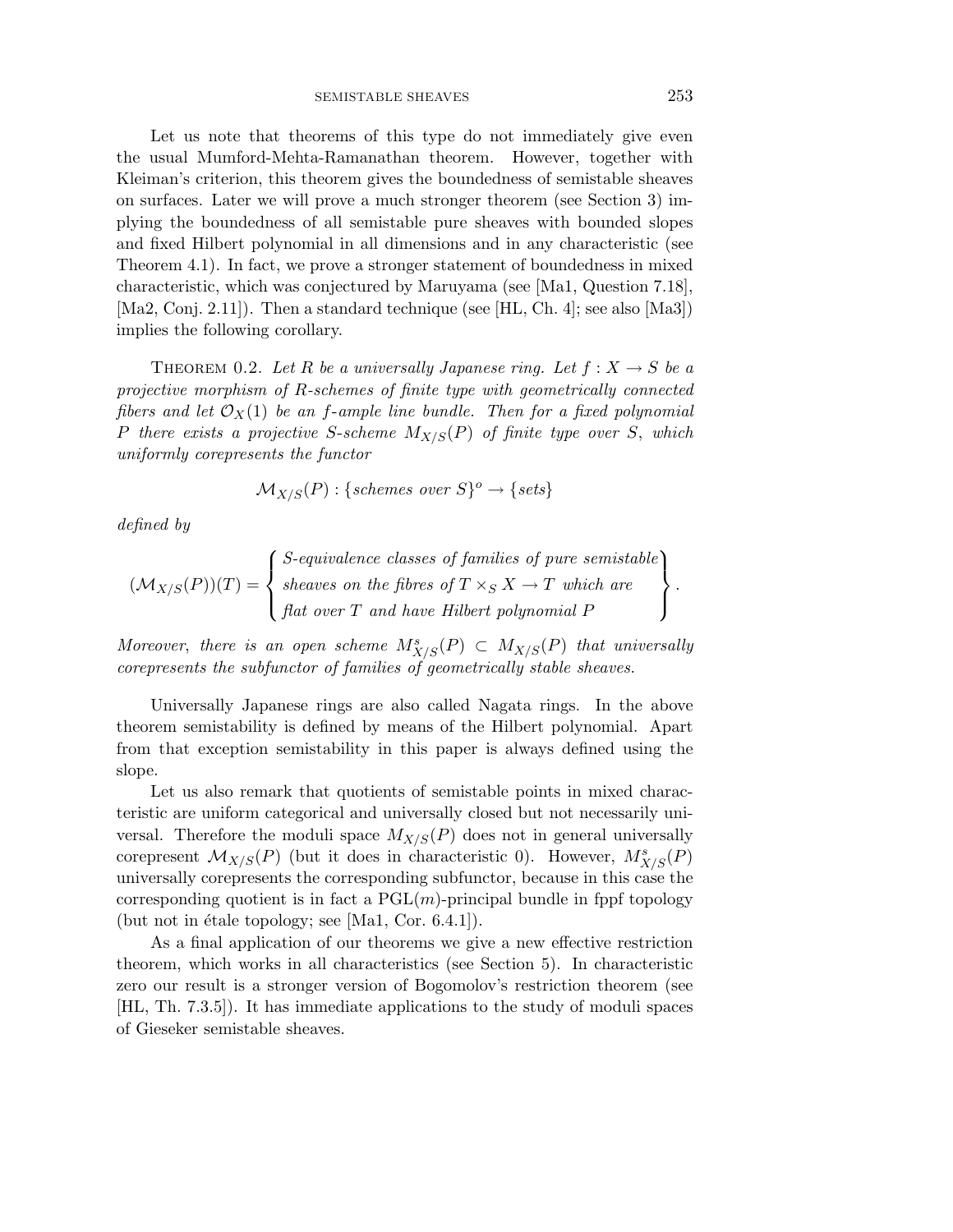Let us note that theorems of this type do not immediately give even the usual Mumford-Mehta-Ramanathan theorem. However, together with Kleiman's criterion, this theorem gives the boundedness of semistable sheaves on surfaces. Later we will prove a much stronger theorem (see Section 3) implying the boundedness of all semistable pure sheaves with bounded slopes and fixed Hilbert polynomial in all dimensions and in any characteristic (see Theorem 4.1). In fact, we prove a stronger statement of boundedness in mixed characteristic, which was conjectured by Maruyama (see [Ma1, Question 7.18], [Ma2, Conj. 2.11]). Then a standard technique (see [HL, Ch. 4]; see also [Ma3]) implies the following corollary.

Theorem 0.2. *Let $R$ be a universally Japanese ring. Let $f : X \to S$ be a projective morphism of $R$-schemes of finite type with geometrically connected fibers and let $\mathcal{O}_X(1)$ be an $f$-ample line bundle. Then for a fixed polynomial $P$ there exists a projective $S$-scheme $M_{X/S}(P)$ of finite type over $S$, which uniformly corepresents the functor*

$$\mathcal{M}_{X/S}(P) : \{\textit{schemes over } S\}^o \to \{\textit{sets}\}$$

*defined by*

$$(\mathcal{M}_{X/S}(P))(T) = \left\{ \begin{array}{l} \textit{S-equivalence classes of families of pure semistable} \\ \textit{sheaves on the fibres of } T \times_S X \to T \textit{ which are} \\ \textit{flat over } T \textit{ and have Hilbert polynomial } P \end{array} \right\}.$$

*Moreover, there is an open scheme $M^s_{X/S}(P) \subset M_{X/S}(P)$ that universally corepresents the subfunctor of families of geometrically stable sheaves.*

Universally Japanese rings are also called Nagata rings. In the above theorem semistability is defined by means of the Hilbert polynomial. Apart from that exception semistability in this paper is always defined using the slope.

Let us also remark that quotients of semistable points in mixed characteristic are uniform categorical and universally closed but not necessarily universal. Therefore the moduli space $M_{X/S}(P)$ does not in general universally corepresent $\mathcal{M}_{X/S}(P)$ (but it does in characteristic 0). However, $M^s_{X/S}(P)$ universally corepresents the corresponding subfunctor, because in this case the corresponding quotient is in fact a $\mathrm{PGL}(m)$-principal bundle in fppf topology (but not in étale topology; see [Ma1, Cor. 6.4.1]).

As a final application of our theorems we give a new effective restriction theorem, which works in all characteristics (see Section 5). In characteristic zero our result is a stronger version of Bogomolov's restriction theorem (see [HL, Th. 7.3.5]). It has immediate applications to the study of moduli spaces of Gieseker semistable sheaves.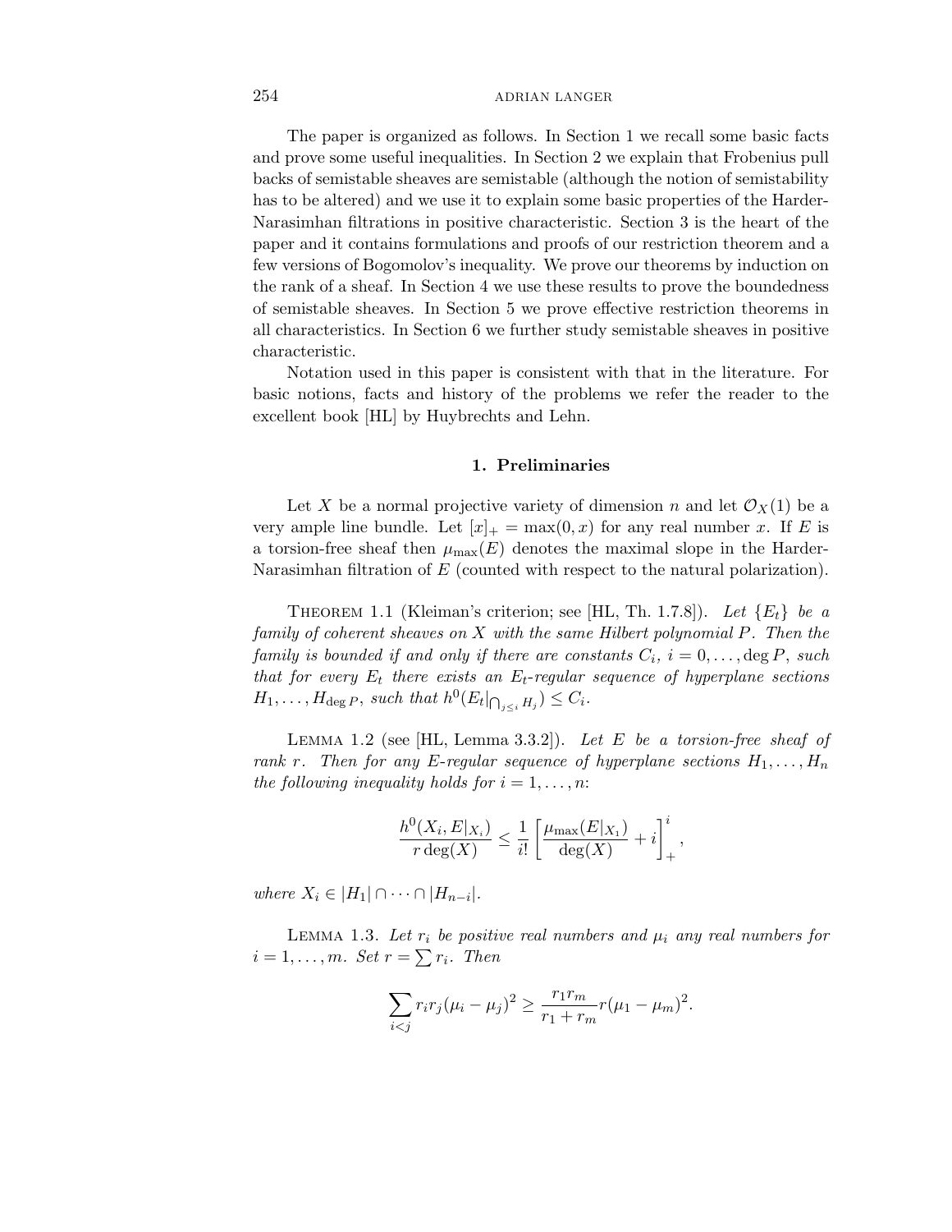The paper is organized as follows. In Section 1 we recall some basic facts and prove some useful inequalities. In Section 2 we explain that Frobenius pull backs of semistable sheaves are semistable (although the notion of semistability has to be altered) and we use it to explain some basic properties of the Harder-Narasimhan filtrations in positive characteristic. Section 3 is the heart of the paper and it contains formulations and proofs of our restriction theorem and a few versions of Bogomolov's inequality. We prove our theorems by induction on the rank of a sheaf. In Section 4 we use these results to prove the boundedness of semistable sheaves. In Section 5 we prove effective restriction theorems in all characteristics. In Section 6 we further study semistable sheaves in positive characteristic.

Notation used in this paper is consistent with that in the literature. For basic notions, facts and history of the problems we refer the reader to the excellent book [HL] by Huybrechts and Lehn.

## 1. Preliminaries

Let $X$ be a normal projective variety of dimension $n$ and let $\mathcal{O}_X(1)$ be a very ample line bundle. Let $[x]_+ = \max(0, x)$ for any real number $x$. If $E$ is a torsion-free sheaf then $\mu_{\max}(E)$ denotes the maximal slope in the Harder-Narasimhan filtration of $E$ (counted with respect to the natural polarization).

Theorem 1.1 (Kleiman's criterion; see [HL, Th. 1.7.8]). *Let $\{E_t\}$ be a family of coherent sheaves on $X$ with the same Hilbert polynomial $P$. Then the family is bounded if and only if there are constants $C_i$, $i = 0, \ldots, \deg P$, such that for every $E_t$ there exists an $E_t$-regular sequence of hyperplane sections $H_1, \ldots, H_{\deg P}$, such that $h^0(E_t|_{\bigcap_{j \leq i} H_j}) \leq C_i$.*

Lemma 1.2 (see [HL, Lemma 3.3.2]). *Let $E$ be a torsion-free sheaf of rank $r$. Then for any $E$-regular sequence of hyperplane sections $H_1, \ldots, H_n$ the following inequality holds for $i = 1, \ldots, n$:*

$$\frac{h^0(X_i, E|_{X_i})}{r \deg(X)} \leq \frac{1}{i!} \left[ \frac{\mu_{\max}(E|_{X_1})}{\deg(X)} + i \right]_+^i ,$$

*where $X_i \in |H_1| \cap \cdots \cap |H_{n-i}|$.*

Lemma 1.3. *Let $r_i$ be positive real numbers and $\mu_i$ any real numbers for $i = 1, \ldots, m$. Set $r = \sum r_i$. Then*

$$\sum_{i<j} r_i r_j (\mu_i - \mu_j)^2 \geq \frac{r_1 r_m}{r_1 + r_m} r (\mu_1 - \mu_m)^2.$$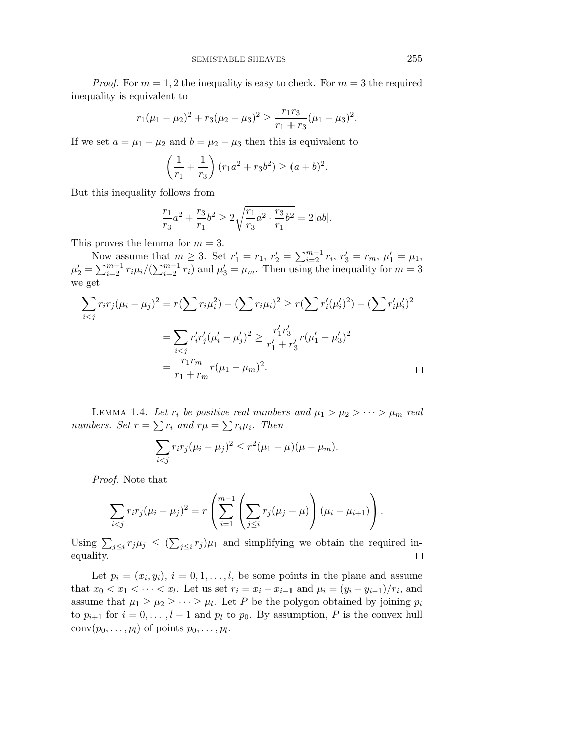*Proof.* For $m = 1, 2$ the inequality is easy to check. For $m = 3$ the required inequality is equivalent to

$$r_1(\mu_1 - \mu_2)^2 + r_3(\mu_2 - \mu_3)^2 \geq \frac{r_1 r_3}{r_1 + r_3}(\mu_1 - \mu_3)^2.$$

If we set $a = \mu_1 - \mu_2$ and $b = \mu_2 - \mu_3$ then this is equivalent to

$$\left(\frac{1}{r_1} + \frac{1}{r_3}\right)(r_1 a^2 + r_3 b^2) \geq (a+b)^2.$$

But this inequality follows from

$$\frac{r_1}{r_3}a^2 + \frac{r_3}{r_1}b^2 \geq 2\sqrt{\frac{r_1}{r_3}a^2 \cdot \frac{r_3}{r_1}b^2} = 2|ab|.$$

This proves the lemma for $m = 3$.

Now assume that $m \geq 3$. Set $r_1' = r_1$, $r_2' = \sum_{i=2}^{m-1} r_i$, $r_3' = r_m$, $\mu_1' = \mu_1$, $\mu_2' = \sum_{i=2}^{m-1} r_i\mu_i/(\sum_{i=2}^{m-1} r_i)$ and $\mu_3' = \mu_m$. Then using the inequality for $m = 3$ we get

$$\begin{aligned}
\sum_{i<j} r_i r_j(\mu_i - \mu_j)^2 &= r(\sum r_i\mu_i^2) - (\sum r_i\mu_i)^2 \geq r(\sum r_i'(\mu_i')^2) - (\sum r_i'\mu_i')^2 \\
&= \sum_{i<j} r_i' r_j'(\mu_i' - \mu_j')^2 \geq \frac{r_1' r_3'}{r_1' + r_3'} r(\mu_1' - \mu_3')^2 \\
&= \frac{r_1 r_m}{r_1 + r_m} r(\mu_1 - \mu_m)^2.
\end{aligned}$$

□

LEMMA 1.4. *Let $r_i$ be positive real numbers and $\mu_1 > \mu_2 > \cdots > \mu_m$ real numbers. Set $r = \sum r_i$ and $r\mu = \sum r_i\mu_i$. Then*

$$\sum_{i<j} r_i r_j(\mu_i - \mu_j)^2 \leq r^2(\mu_1 - \mu)(\mu - \mu_m).$$

*Proof.* Note that

$$\sum_{i<j} r_i r_j(\mu_i - \mu_j)^2 = r\left(\sum_{i=1}^{m-1}\left(\sum_{j\leq i} r_j(\mu_j - \mu)\right)(\mu_i - \mu_{i+1})\right).$$

Using $\sum_{j\leq i} r_j\mu_j \leq (\sum_{j\leq i} r_j)\mu_1$ and simplifying we obtain the required inequality. □

Let $p_i = (x_i, y_i)$, $i = 0, 1, \ldots, l$, be some points in the plane and assume that $x_0 < x_1 < \cdots < x_l$. Let us set $r_i = x_i - x_{i-1}$ and $\mu_i = (y_i - y_{i-1})/r_i$, and assume that $\mu_1 \geq \mu_2 \geq \cdots \geq \mu_l$. Let $P$ be the polygon obtained by joining $p_i$ to $p_{i+1}$ for $i = 0, \ldots, l-1$ and $p_l$ to $p_0$. By assumption, $P$ is the convex hull $\mathrm{conv}(p_0, \ldots, p_l)$ of points $p_0, \ldots, p_l$.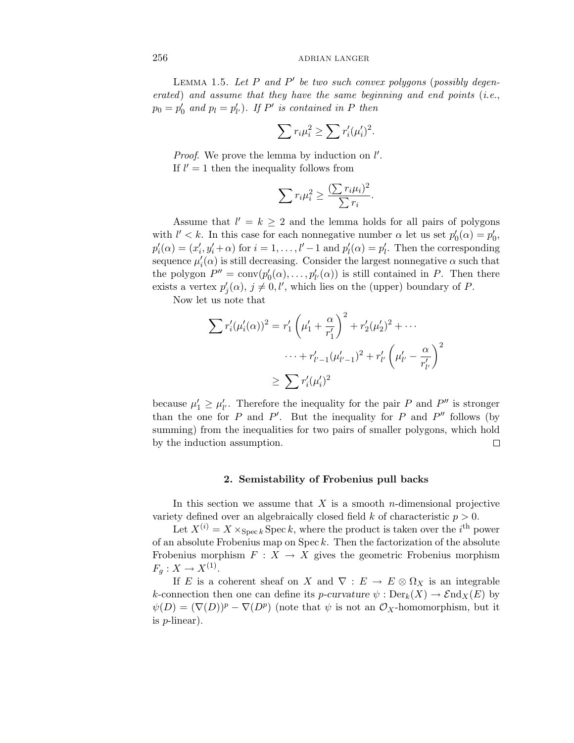**Lemma 1.5.** *Let $P$ and $P'$ be two such convex polygons (possibly degenerated) and assume that they have the same beginning and end points (i.e., $p_0 = p'_0$ and $p_l = p'_{l'}$). If $P'$ is contained in $P$ then*

$$\sum r_i \mu_i^2 \geq \sum r'_i (\mu'_i)^2.$$

*Proof.* We prove the lemma by induction on $l'$.

If $l' = 1$ then the inequality follows from

$$\sum r_i \mu_i^2 \geq \frac{(\sum r_i \mu_i)^2}{\sum r_i}.$$

Assume that $l' = k \geq 2$ and the lemma holds for all pairs of polygons with $l' < k$. In this case for each nonnegative number $\alpha$ let us set $p'_0(\alpha) = p'_0$, $p'_i(\alpha) = (x'_i, y'_i + \alpha)$ for $i = 1, \ldots, l' - 1$ and $p'_l(\alpha) = p'_l$. Then the corresponding sequence $\mu'_i(\alpha)$ is still decreasing. Consider the largest nonnegative $\alpha$ such that the polygon $P'' = \mathrm{conv}(p'_0(\alpha), \ldots, p'_{l'}(\alpha))$ is still contained in $P$. Then there exists a vertex $p'_j(\alpha)$, $j \neq 0, l'$, which lies on the (upper) boundary of $P$.

Now let us note that

$$\begin{aligned}\sum r'_i (\mu'_i(\alpha))^2 &= r'_1 \left( \mu'_1 + \frac{\alpha}{r'_1} \right)^2 + r'_2 (\mu'_2)^2 + \cdots \\ &\qquad \cdots + r'_{l'-1} (\mu'_{l'-1})^2 + r'_{l'} \left( \mu'_{l'} - \frac{\alpha}{r'_{l'}} \right)^2 \\ &\geq \sum r'_i (\mu'_i)^2\end{aligned}$$

because $\mu'_1 \geq \mu'_{l'}$. Therefore the inequality for the pair $P$ and $P''$ is stronger than the one for $P$ and $P'$. But the inequality for $P$ and $P''$ follows (by summing) from the inequalities for two pairs of smaller polygons, which hold by the induction assumption. $\square$

## 2. Semistability of Frobenius pull backs

In this section we assume that $X$ is a smooth $n$-dimensional projective variety defined over an algebraically closed field $k$ of characteristic $p > 0$.

Let $X^{(i)} = X \times_{\mathrm{Spec}\, k} \mathrm{Spec}\, k$, where the product is taken over the $i^{\text{th}}$ power of an absolute Frobenius map on $\mathrm{Spec}\, k$. Then the factorization of the absolute Frobenius morphism $F : X \to X$ gives the geometric Frobenius morphism $F_g : X \to X^{(1)}$.

If $E$ is a coherent sheaf on $X$ and $\nabla : E \to E \otimes \Omega_X$ is an integrable $k$-connection then one can define its *$p$-curvature* $\psi : \mathrm{Der}_k(X) \to \mathcal{E}\mathrm{nd}_X(E)$ by $\psi(D) = (\nabla(D))^p - \nabla(D^p)$ (note that $\psi$ is not an $\mathcal{O}_X$-homomorphism, but it is $p$-linear).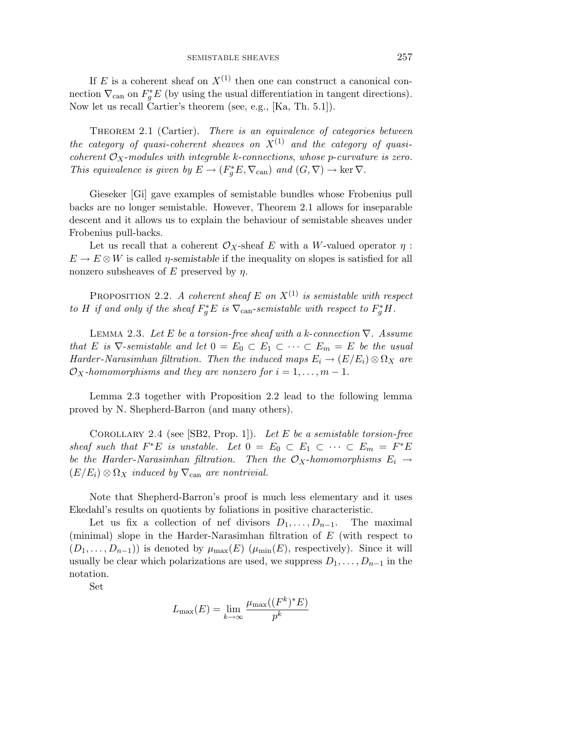If $E$ is a coherent sheaf on $X^{(1)}$ then one can construct a canonical connection $\nabla_{\mathrm{can}}$ on $F_g^*E$ (by using the usual differentiation in tangent directions). Now let us recall Cartier's theorem (see, e.g., [Ka, Th. 5.1]).

Theorem 2.1 (Cartier). *There is an equivalence of categories between the category of quasi-coherent sheaves on $X^{(1)}$ and the category of quasi-coherent $\mathcal{O}_X$-modules with integrable $k$-connections, whose $p$-curvature is zero. This equivalence is given by $E \to (F_g^*E, \nabla_{\mathrm{can}})$ and $(G, \nabla) \to \ker \nabla$.*

Gieseker [Gi] gave examples of semistable bundles whose Frobenius pull backs are no longer semistable. However, Theorem 2.1 allows for inseparable descent and it allows us to explain the behaviour of semistable sheaves under Frobenius pull-backs.

Let us recall that a coherent $\mathcal{O}_X$-sheaf $E$ with a $W$-valued operator $\eta : E \to E \otimes W$ is called *$\eta$-semistable* if the inequality on slopes is satisfied for all nonzero subsheaves of $E$ preserved by $\eta$.

Proposition 2.2. *A coherent sheaf $E$ on $X^{(1)}$ is semistable with respect to $H$ if and only if the sheaf $F_g^*E$ is $\nabla_{\mathrm{can}}$-semistable with respect to $F_g^*H$.*

Lemma 2.3. *Let $E$ be a torsion-free sheaf with a $k$-connection $\nabla$. Assume that $E$ is $\nabla$-semistable and let $0 = E_0 \subset E_1 \subset \cdots \subset E_m = E$ be the usual Harder-Narasimhan filtration. Then the induced maps $E_i \to (E/E_i) \otimes \Omega_X$ are $\mathcal{O}_X$-homomorphisms and they are nonzero for $i = 1, \ldots, m-1$.*

Lemma 2.3 together with Proposition 2.2 lead to the following lemma proved by N. Shepherd-Barron (and many others).

Corollary 2.4 (see [SB2, Prop. 1]). *Let $E$ be a semistable torsion-free sheaf such that $F^*E$ is unstable. Let $0 = E_0 \subset E_1 \subset \cdots \subset E_m = F^*E$ be the Harder-Narasimhan filtration. Then the $\mathcal{O}_X$-homomorphisms $E_i \to (E/E_i) \otimes \Omega_X$ induced by $\nabla_{\mathrm{can}}$ are nontrivial.*

Note that Shepherd-Barron's proof is much less elementary and it uses Ekedahl's results on quotients by foliations in positive characteristic.

Let us fix a collection of nef divisors $D_1, \ldots, D_{n-1}$. The maximal (minimal) slope in the Harder-Narasimhan filtration of $E$ (with respect to $(D_1, \ldots, D_{n-1})$) is denoted by $\mu_{\max}(E)$ ($\mu_{\min}(E)$, respectively). Since it will usually be clear which polarizations are used, we suppress $D_1, \ldots, D_{n-1}$ in the notation.

Set

$$L_{\max}(E) = \lim_{k \to \infty} \frac{\mu_{\max}((F^k)^*E)}{p^k}$$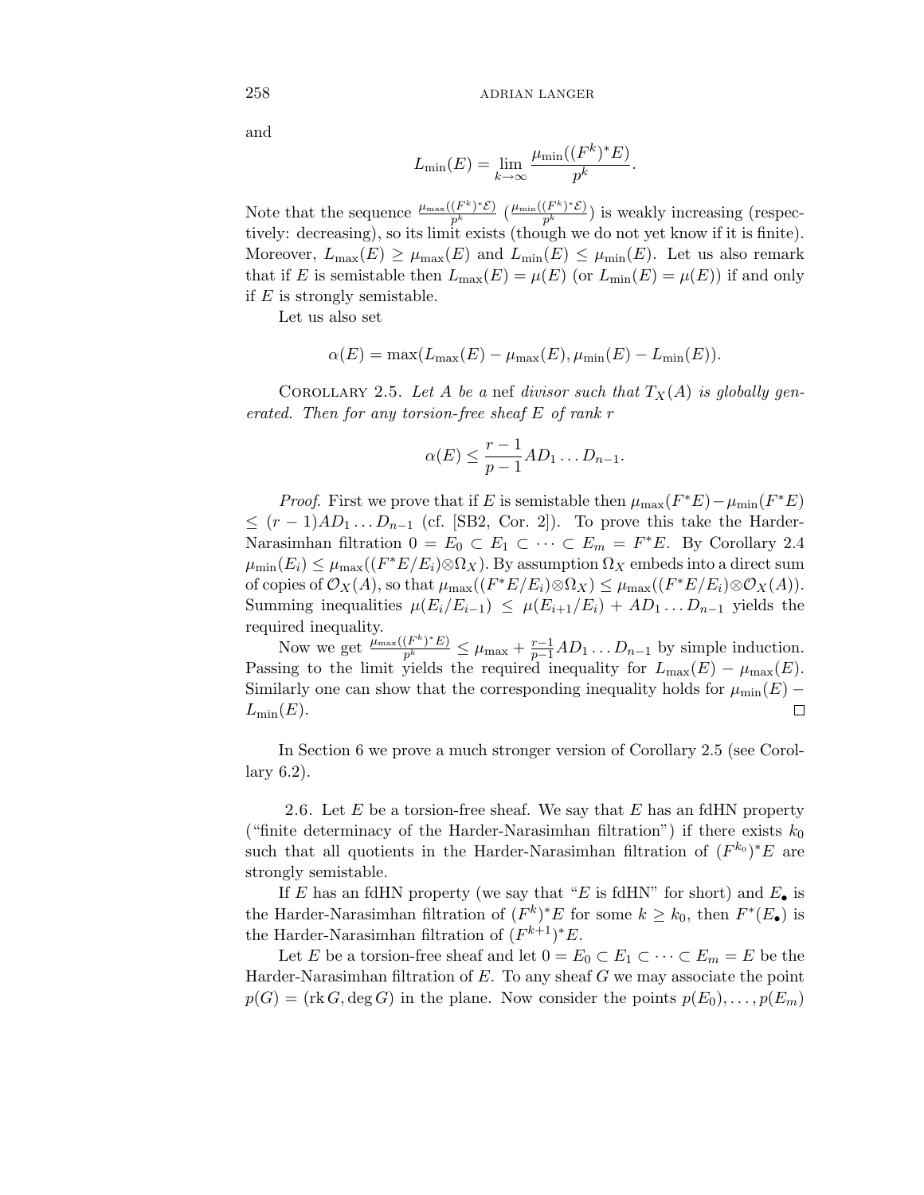and

$$L_{\min}(E) = \lim_{k\to\infty} \frac{\mu_{\min}((F^k)^*E)}{p^k}.$$

Note that the sequence $\frac{\mu_{\max}((F^k)^*\mathcal{E})}{p^k}$ ($\frac{\mu_{\min}((F^k)^*\mathcal{E})}{p^k}$) is weakly increasing (respectively: decreasing), so its limit exists (though we do not yet know if it is finite). Moreover, $L_{\max}(E) \geq \mu_{\max}(E)$ and $L_{\min}(E) \leq \mu_{\min}(E)$. Let us also remark that if $E$ is semistable then $L_{\max}(E) = \mu(E)$ (or $L_{\min}(E) = \mu(E)$) if and only if $E$ is strongly semistable.

Let us also set

$$\alpha(E) = \max(L_{\max}(E) - \mu_{\max}(E), \mu_{\min}(E) - L_{\min}(E)).$$

Corollary 2.5. *Let $A$ be a* nef *divisor such that $T_X(A)$ is globally generated. Then for any torsion-free sheaf $E$ of rank $r$*

$$\alpha(E) \leq \frac{r-1}{p-1} AD_1 \dots D_{n-1}.$$

*Proof.* First we prove that if $E$ is semistable then $\mu_{\max}(F^*E) - \mu_{\min}(F^*E) \leq (r-1)AD_1 \dots D_{n-1}$ (cf. [SB2, Cor. 2]). To prove this take the Harder-Narasimhan filtration $0 = E_0 \subset E_1 \subset \dots \subset E_m = F^*E$. By Corollary 2.4 $\mu_{\min}(E_i) \leq \mu_{\max}((F^*E/E_i) \otimes \Omega_X)$. By assumption $\Omega_X$ embeds into a direct sum of copies of $\mathcal{O}_X(A)$, so that $\mu_{\max}((F^*E/E_i) \otimes \Omega_X) \leq \mu_{\max}((F^*E/E_i) \otimes \mathcal{O}_X(A))$. Summing inequalities $\mu(E_i/E_{i-1}) \leq \mu(E_{i+1}/E_i) + AD_1 \dots D_{n-1}$ yields the required inequality.

Now we get $\frac{\mu_{\max}((F^k)^*E)}{p^k} \leq \mu_{\max} + \frac{r-1}{p-1} AD_1 \dots D_{n-1}$ by simple induction. Passing to the limit yields the required inequality for $L_{\max}(E) - \mu_{\max}(E)$. Similarly one can show that the corresponding inequality holds for $\mu_{\min}(E) - L_{\min}(E)$. □

In Section 6 we prove a much stronger version of Corollary 2.5 (see Corollary 6.2).

2.6. Let $E$ be a torsion-free sheaf. We say that $E$ has an fdHN property ("finite determinacy of the Harder-Narasimhan filtration") if there exists $k_0$ such that all quotients in the Harder-Narasimhan filtration of $(F^{k_0})^*E$ are strongly semistable.

If $E$ has an fdHN property (we say that "$E$ is fdHN" for short) and $E_\bullet$ is the Harder-Narasimhan filtration of $(F^k)^*E$ for some $k \geq k_0$, then $F^*(E_\bullet)$ is the Harder-Narasimhan filtration of $(F^{k+1})^*E$.

Let $E$ be a torsion-free sheaf and let $0 = E_0 \subset E_1 \subset \dots \subset E_m = E$ be the Harder-Narasimhan filtration of $E$. To any sheaf $G$ we may associate the point $p(G) = (\operatorname{rk} G, \deg G)$ in the plane. Now consider the points $p(E_0), \dots, p(E_m)$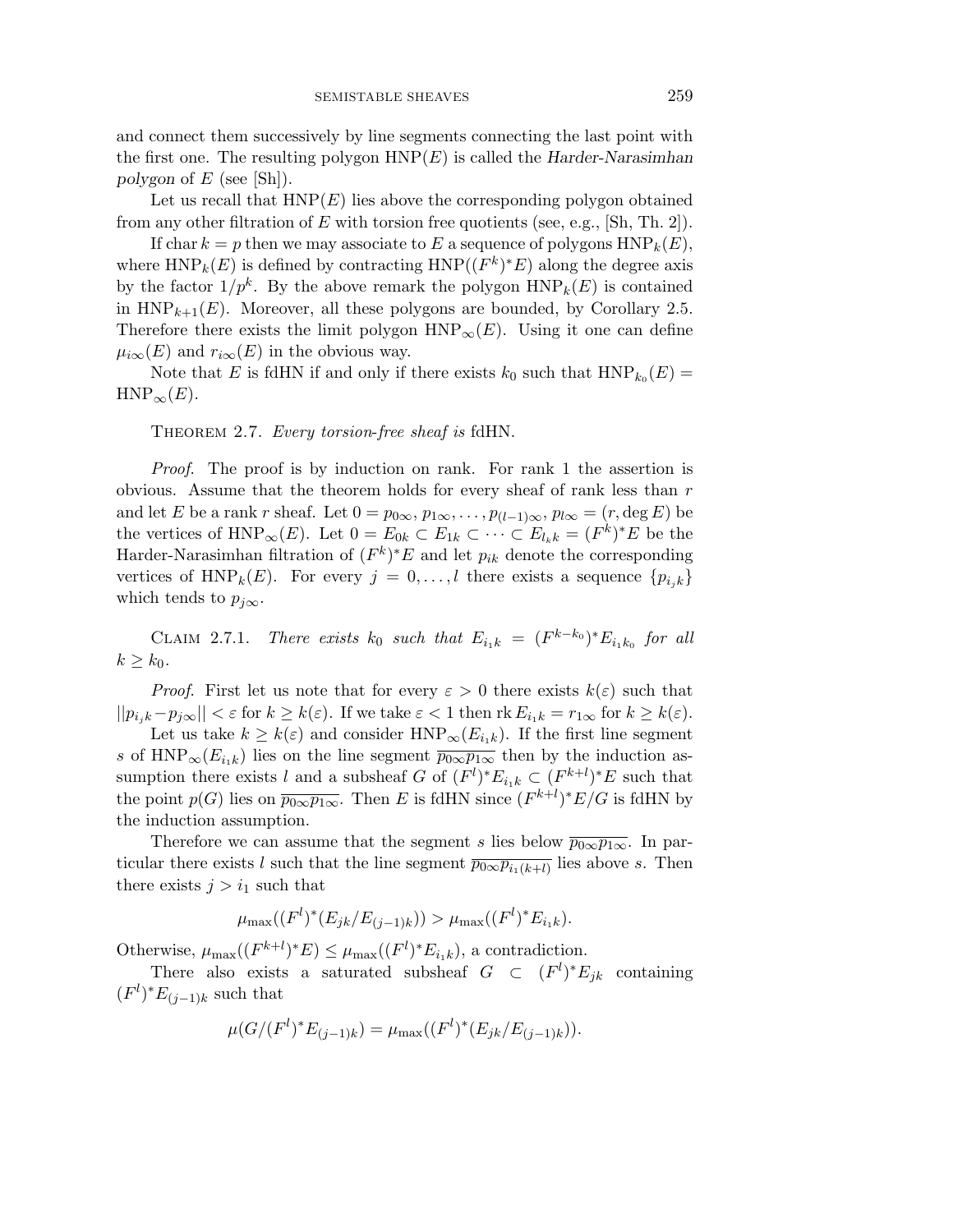and connect them successively by line segments connecting the last point with the first one. The resulting polygon $\mathrm{HNP}(E)$ is called the *Harder-Narasimhan polygon* of $E$ (see [Sh]).

Let us recall that $\mathrm{HNP}(E)$ lies above the corresponding polygon obtained from any other filtration of $E$ with torsion free quotients (see, e.g., [Sh, Th. 2]).

If char $k = p$ then we may associate to $E$ a sequence of polygons $\mathrm{HNP}_k(E)$, where $\mathrm{HNP}_k(E)$ is defined by contracting $\mathrm{HNP}((F^k)^*E)$ along the degree axis by the factor $1/p^k$. By the above remark the polygon $\mathrm{HNP}_k(E)$ is contained in $\mathrm{HNP}_{k+1}(E)$. Moreover, all these polygons are bounded, by Corollary 2.5. Therefore there exists the limit polygon $\mathrm{HNP}_\infty(E)$. Using it one can define $\mu_{i\infty}(E)$ and $r_{i\infty}(E)$ in the obvious way.

Note that $E$ is fdHN if and only if there exists $k_0$ such that $\mathrm{HNP}_{k_0}(E) = \mathrm{HNP}_\infty(E)$.

Theorem 2.7. *Every torsion-free sheaf is* fdHN.

*Proof.* The proof is by induction on rank. For rank 1 the assertion is obvious. Assume that the theorem holds for every sheaf of rank less than $r$ and let $E$ be a rank $r$ sheaf. Let $0 = p_{0\infty}, p_{1\infty}, \dots, p_{(l-1)\infty}, p_{l\infty} = (r, \deg E)$ be the vertices of $\mathrm{HNP}_\infty(E)$. Let $0 = E_{0k} \subset E_{1k} \subset \dots \subset E_{l_k k} = (F^k)^*E$ be the Harder-Narasimhan filtration of $(F^k)^*E$ and let $p_{ik}$ denote the corresponding vertices of $\mathrm{HNP}_k(E)$. For every $j = 0, \dots, l$ there exists a sequence $\{p_{i_j k}\}$ which tends to $p_{j\infty}$.

Claim 2.7.1. *There exists $k_0$ such that $E_{i_1 k} = (F^{k-k_0})^*E_{i_1 k_0}$ for all $k \geq k_0$.*

*Proof.* First let us note that for every $\varepsilon > 0$ there exists $k(\varepsilon)$ such that $||p_{i_j k} - p_{j\infty}|| < \varepsilon$ for $k \geq k(\varepsilon)$. If we take $\varepsilon < 1$ then $\mathrm{rk}\, E_{i_1 k} = r_{1\infty}$ for $k \geq k(\varepsilon)$.

Let us take $k \geq k(\varepsilon)$ and consider $\mathrm{HNP}_\infty(E_{i_1 k})$. If the first line segment $s$ of $\mathrm{HNP}_\infty(E_{i_1 k})$ lies on the line segment $\overline{p_{0\infty}p_{1\infty}}$ then by the induction assumption there exists $l$ and a subsheaf $G$ of $(F^l)^*E_{i_1 k} \subset (F^{k+l})^*E$ such that the point $p(G)$ lies on $\overline{p_{0\infty}p_{1\infty}}$. Then $E$ is fdHN since $(F^{k+l})^*E/G$ is fdHN by the induction assumption.

Therefore we can assume that the segment $s$ lies below $\overline{p_{0\infty}p_{1\infty}}$. In particular there exists $l$ such that the line segment $\overline{p_{0\infty}p_{i_1(k+l)}}$ lies above $s$. Then there exists $j > i_1$ such that

$$\mu_{\max}((F^l)^*(E_{jk}/E_{(j-1)k})) > \mu_{\max}((F^l)^*E_{i_1 k}).$$

Otherwise, $\mu_{\max}((F^{k+l})^*E) \leq \mu_{\max}((F^l)^*E_{i_1 k})$, a contradiction.

There also exists a saturated subsheaf $G \subset (F^l)^*E_{jk}$ containing $(F^l)^*E_{(j-1)k}$ such that

$$\mu(G/(F^l)^*E_{(j-1)k}) = \mu_{\max}((F^l)^*(E_{jk}/E_{(j-1)k})).$$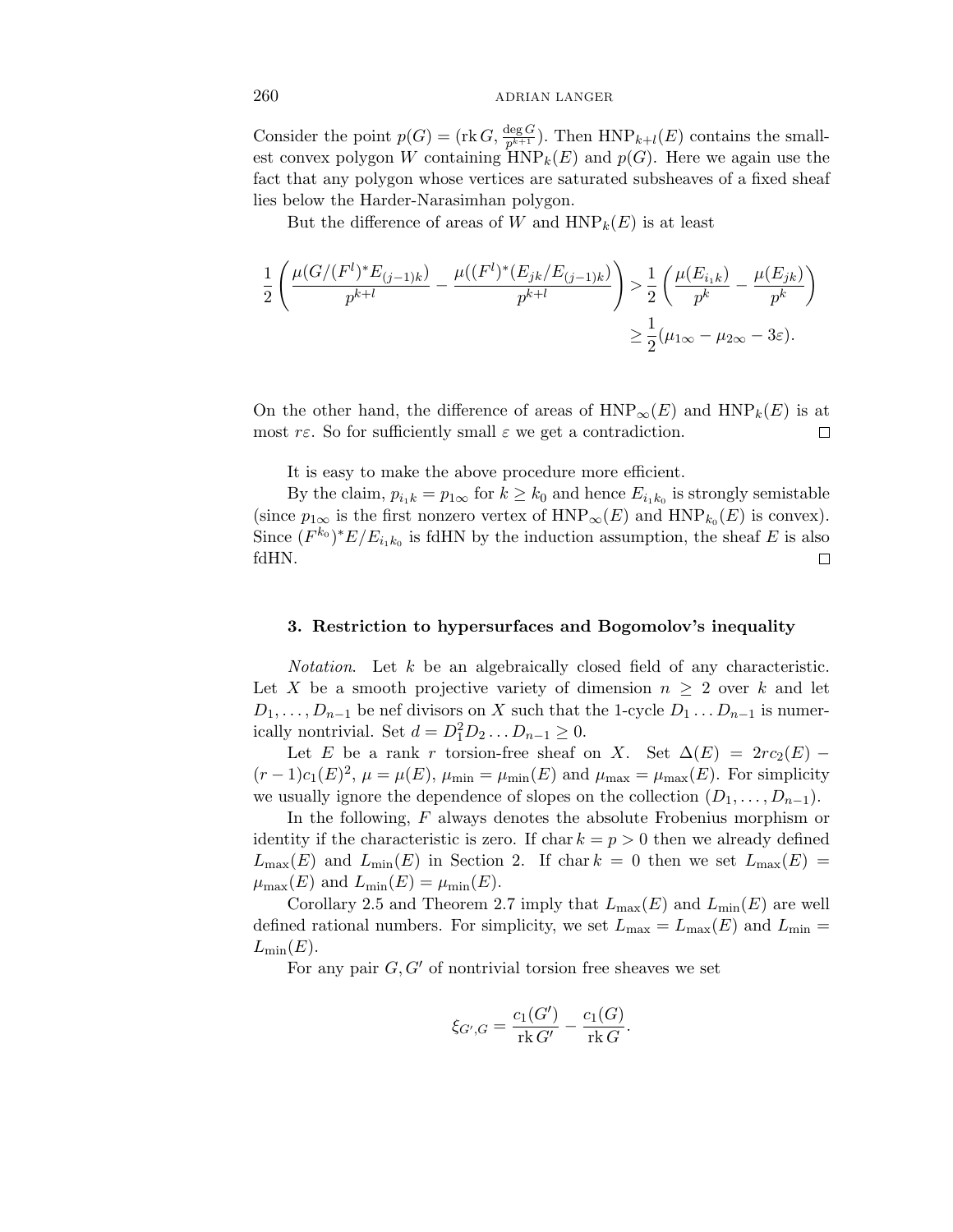Consider the point $p(G) = (\operatorname{rk} G, \frac{\deg G}{p^{k+1}})$. Then $\mathrm{HNP}_{k+l}(E)$ contains the smallest convex polygon $W$ containing $\mathrm{HNP}_k(E)$ and $p(G)$. Here we again use the fact that any polygon whose vertices are saturated subsheaves of a fixed sheaf lies below the Harder-Narasimhan polygon.

But the difference of areas of $W$ and $\mathrm{HNP}_k(E)$ is at least

$$\frac{1}{2}\left(\frac{\mu(G/(F^l)^*E_{(j-1)k})}{p^{k+l}} - \frac{\mu((F^l)^*(E_{jk}/E_{(j-1)k})}{p^{k+l}}\right) > \frac{1}{2}\left(\frac{\mu(E_{i_1k})}{p^k} - \frac{\mu(E_{jk})}{p^k}\right)$$
$$\geq \frac{1}{2}(\mu_{1\infty} - \mu_{2\infty} - 3\varepsilon).$$

On the other hand, the difference of areas of $\mathrm{HNP}_\infty(E)$ and $\mathrm{HNP}_k(E)$ is at most $r\varepsilon$. So for sufficiently small $\varepsilon$ we get a contradiction. $\square$

It is easy to make the above procedure more efficient.

By the claim, $p_{i_1k} = p_{1\infty}$ for $k \geq k_0$ and hence $E_{i_1k_0}$ is strongly semistable (since $p_{1\infty}$ is the first nonzero vertex of $\mathrm{HNP}_\infty(E)$ and $\mathrm{HNP}_{k_0}(E)$ is convex). Since $(F^{k_0})^*E/E_{i_1k_0}$ is fdHN by the induction assumption, the sheaf $E$ is also fdHN. $\square$

### 3. Restriction to hypersurfaces and Bogomolov's inequality

*Notation*. Let $k$ be an algebraically closed field of any characteristic. Let $X$ be a smooth projective variety of dimension $n \geq 2$ over $k$ and let $D_1, \ldots, D_{n-1}$ be nef divisors on $X$ such that the 1-cycle $D_1 \ldots D_{n-1}$ is numerically nontrivial. Set $d = D_1^2 D_2 \ldots D_{n-1} \geq 0$.

Let $E$ be a rank $r$ torsion-free sheaf on $X$. Set $\Delta(E) = 2rc_2(E) - (r-1)c_1(E)^2$, $\mu = \mu(E)$, $\mu_{\min} = \mu_{\min}(E)$ and $\mu_{\max} = \mu_{\max}(E)$. For simplicity we usually ignore the dependence of slopes on the collection $(D_1, \ldots, D_{n-1})$.

In the following, $F$ always denotes the absolute Frobenius morphism or identity if the characteristic is zero. If $\operatorname{char} k = p > 0$ then we already defined $L_{\max}(E)$ and $L_{\min}(E)$ in Section 2. If $\operatorname{char} k = 0$ then we set $L_{\max}(E) = \mu_{\max}(E)$ and $L_{\min}(E) = \mu_{\min}(E)$.

Corollary 2.5 and Theorem 2.7 imply that $L_{\max}(E)$ and $L_{\min}(E)$ are well defined rational numbers. For simplicity, we set $L_{\max} = L_{\max}(E)$ and $L_{\min} = L_{\min}(E)$.

For any pair $G, G'$ of nontrivial torsion free sheaves we set

$$\xi_{G',G} = \frac{c_1(G')}{\operatorname{rk} G'} - \frac{c_1(G)}{\operatorname{rk} G}.$$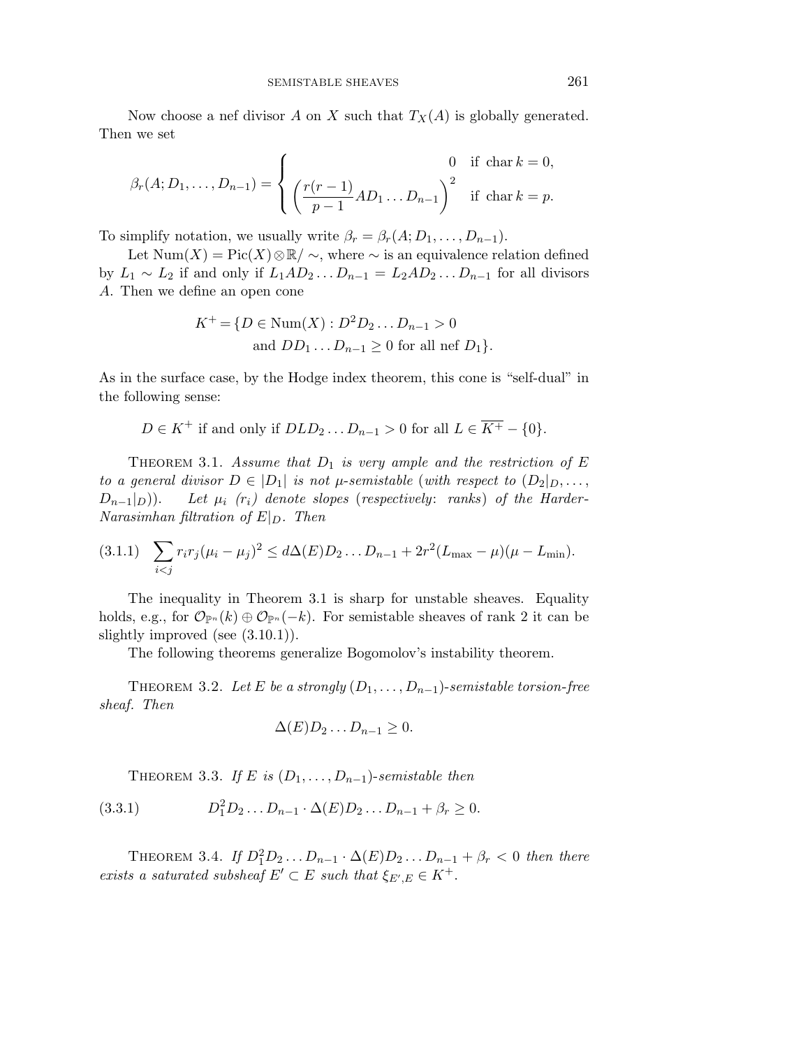Now choose a nef divisor $A$ on $X$ such that $T_X(A)$ is globally generated. Then we set

$$\beta_r(A; D_1, \dots, D_{n-1}) = \begin{cases} 0 & \text{if } \operatorname{char} k = 0, \\ \left( \dfrac{r(r-1)}{p-1} A D_1 \dots D_{n-1} \right)^2 & \text{if } \operatorname{char} k = p. \end{cases}$$

To simplify notation, we usually write $\beta_r = \beta_r(A; D_1, \dots, D_{n-1})$.

Let $\operatorname{Num}(X) = \operatorname{Pic}(X) \otimes \mathbb{R} / \sim$, where $\sim$ is an equivalence relation defined by $L_1 \sim L_2$ if and only if $L_1 A D_2 \dots D_{n-1} = L_2 A D_2 \dots D_{n-1}$ for all divisors $A$. Then we define an open cone

$$K^+ = \{ D \in \operatorname{Num}(X) : D^2 D_2 \dots D_{n-1} > 0 \\ \text{and } D D_1 \dots D_{n-1} \geq 0 \text{ for all nef } D_1 \}.$$

As in the surface case, by the Hodge index theorem, this cone is "self-dual" in the following sense:

$$D \in K^+ \text{ if and only if } D L D_2 \dots D_{n-1} > 0 \text{ for all } L \in \overline{K^+} - \{0\}.$$

THEOREM 3.1. *Assume that $D_1$ is very ample and the restriction of $E$ to a general divisor $D \in |D_1|$ is not $\mu$-semistable* (*with respect to* $(D_2|_D, \dots, D_{n-1}|_D)$). *Let $\mu_i$ ($r_i$) denote slopes* (*respectively*: *ranks*) *of the Harder-Narasimhan filtration of $E|_D$. Then*

$$\sum_{i<j} r_i r_j (\mu_i - \mu_j)^2 \leq d \Delta(E) D_2 \dots D_{n-1} + 2r^2 (L_{\max} - \mu)(\mu - L_{\min}). \tag{3.1.1}$$

The inequality in Theorem 3.1 is sharp for unstable sheaves. Equality holds, e.g., for $\mathcal{O}_{\mathbb{P}^n}(k) \oplus \mathcal{O}_{\mathbb{P}^n}(-k)$. For semistable sheaves of rank 2 it can be slightly improved (see (3.10.1)).

The following theorems generalize Bogomolov's instability theorem.

THEOREM 3.2. *Let $E$ be a strongly $(D_1, \dots, D_{n-1})$-semistable torsion-free sheaf. Then*

$$\Delta(E) D_2 \dots D_{n-1} \geq 0.$$

THEOREM 3.3. *If $E$ is $(D_1, \dots, D_{n-1})$-semistable then*

$$D_1^2 D_2 \dots D_{n-1} \cdot \Delta(E) D_2 \dots D_{n-1} + \beta_r \geq 0. \tag{3.3.1}$$

THEOREM 3.4. *If $D_1^2 D_2 \dots D_{n-1} \cdot \Delta(E) D_2 \dots D_{n-1} + \beta_r < 0$ then there exists a saturated subsheaf $E' \subset E$ such that $\xi_{E',E} \in K^+$.*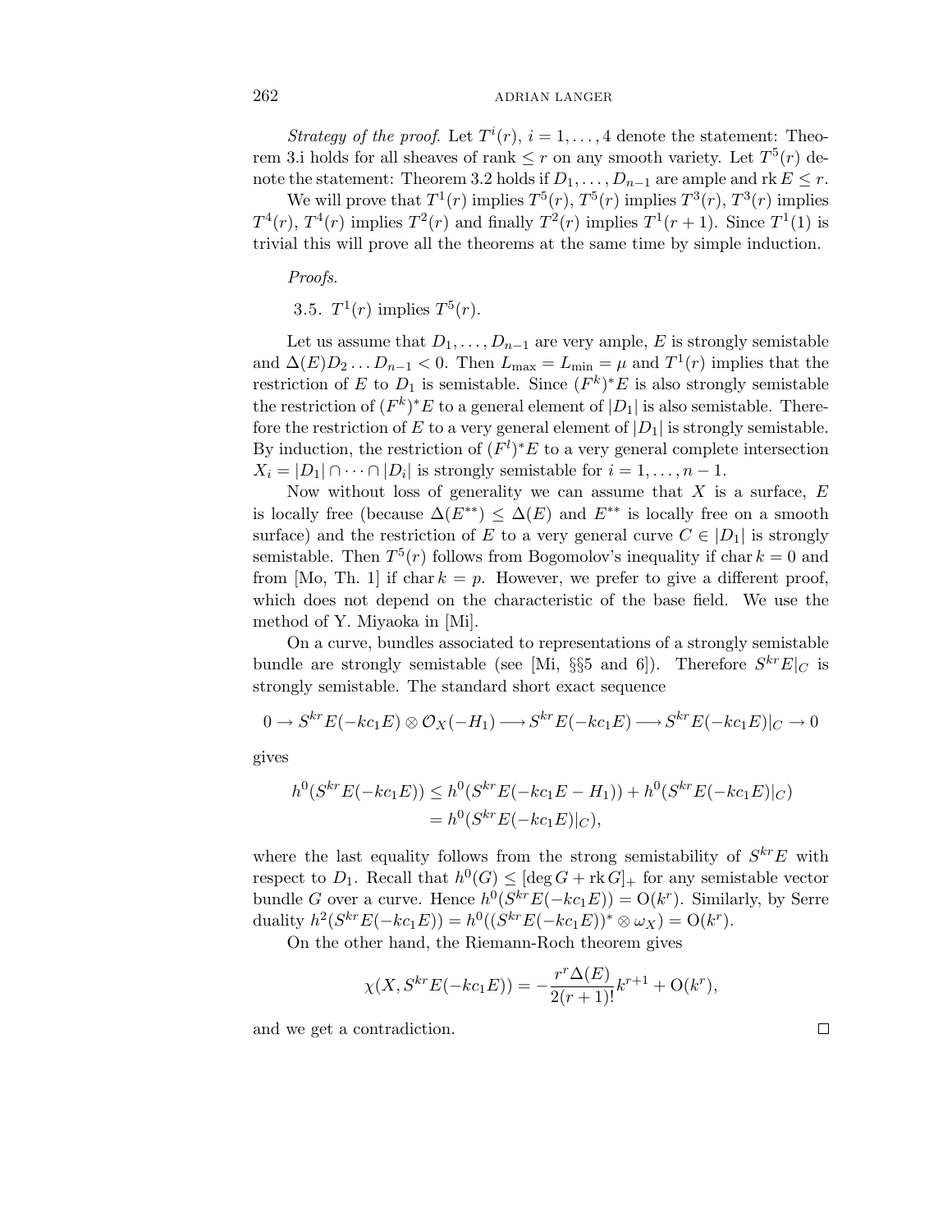*Strategy of the proof.* Let $T^i(r)$, $i = 1, \dots, 4$ denote the statement: Theorem 3.i holds for all sheaves of rank $\le r$ on any smooth variety. Let $T^5(r)$ denote the statement: Theorem 3.2 holds if $D_1, \dots, D_{n-1}$ are ample and $\operatorname{rk} E \le r$.

We will prove that $T^1(r)$ implies $T^5(r)$, $T^5(r)$ implies $T^3(r)$, $T^3(r)$ implies $T^4(r)$, $T^4(r)$ implies $T^2(r)$ and finally $T^2(r)$ implies $T^1(r+1)$. Since $T^1(1)$ is trivial this will prove all the theorems at the same time by simple induction.

*Proofs.*

3.5. $T^1(r)$ implies $T^5(r)$.

Let us assume that $D_1, \dots, D_{n-1}$ are very ample, $E$ is strongly semistable and $\Delta(E)D_2 \dots D_{n-1} < 0$. Then $L_{\max} = L_{\min} = \mu$ and $T^1(r)$ implies that the restriction of $E$ to $D_1$ is semistable. Since $(F^k)^*E$ is also strongly semistable the restriction of $(F^k)^*E$ to a general element of $|D_1|$ is also semistable. Therefore the restriction of $E$ to a very general element of $|D_1|$ is strongly semistable. By induction, the restriction of $(F^l)^*E$ to a very general complete intersection $X_i = |D_1| \cap \dots \cap |D_i|$ is strongly semistable for $i = 1, \dots, n-1$.

Now without loss of generality we can assume that $X$ is a surface, $E$ is locally free (because $\Delta(E^{**}) \le \Delta(E)$ and $E^{**}$ is locally free on a smooth surface) and the restriction of $E$ to a very general curve $C \in |D_1|$ is strongly semistable. Then $T^5(r)$ follows from Bogomolov's inequality if $\operatorname{char} k = 0$ and from [Mo, Th. 1] if $\operatorname{char} k = p$. However, we prefer to give a different proof, which does not depend on the characteristic of the base field. We use the method of Y. Miyaoka in [Mi].

On a curve, bundles associated to representations of a strongly semistable bundle are strongly semistable (see [Mi, §§5 and 6]). Therefore $S^{kr}E|_C$ is strongly semistable. The standard short exact sequence

$$0 \to S^{kr}E(-kc_1E) \otimes \mathcal{O}_X(-H_1) \longrightarrow S^{kr}E(-kc_1E) \longrightarrow S^{kr}E(-kc_1E)|_C \to 0$$

gives

$$\begin{aligned} h^0(S^{kr}E(-kc_1E)) &\le h^0(S^{kr}E(-kc_1E - H_1)) + h^0(S^{kr}E(-kc_1E)|_C) \\ &= h^0(S^{kr}E(-kc_1E)|_C), \end{aligned}$$

where the last equality follows from the strong semistability of $S^{kr}E$ with respect to $D_1$. Recall that $h^0(G) \le [\deg G + \operatorname{rk} G]_+$ for any semistable vector bundle $G$ over a curve. Hence $h^0(S^{kr}E(-kc_1E)) = \mathrm{O}(k^r)$. Similarly, by Serre duality $h^2(S^{kr}E(-kc_1E)) = h^0((S^{kr}E(-kc_1E))^* \otimes \omega_X) = \mathrm{O}(k^r)$.

On the other hand, the Riemann-Roch theorem gives

$$\chi(X, S^{kr}E(-kc_1E)) = -\frac{r^r\Delta(E)}{2(r+1)!}k^{r+1} + \mathrm{O}(k^r),$$

and we get a contradiction. $\square$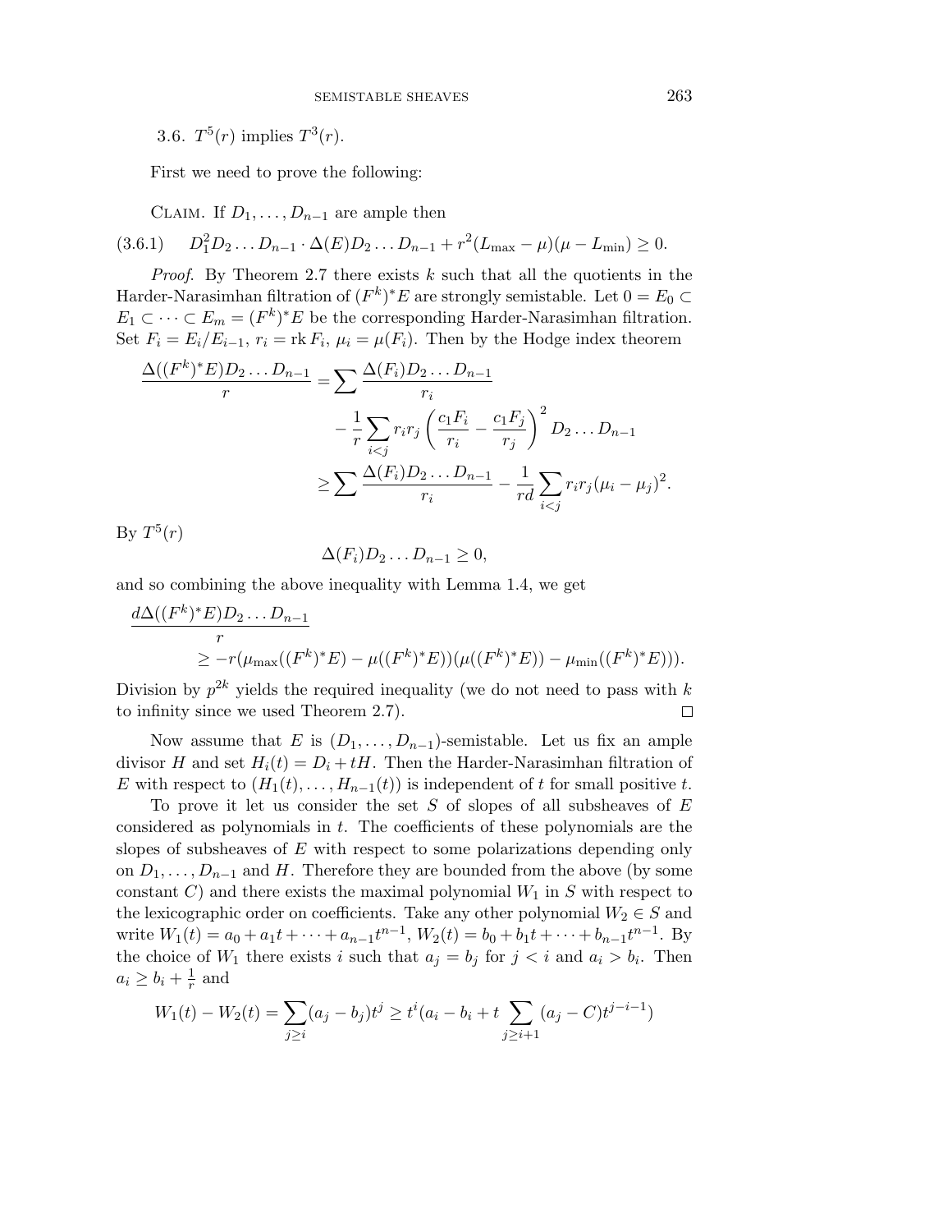3.6. $T^5(r)$ implies $T^3(r)$.

First we need to prove the following:

Claim. If $D_1, \dots, D_{n-1}$ are ample then

$$D_1^2 D_2 \dots D_{n-1} \cdot \Delta(E) D_2 \dots D_{n-1} + r^2 (L_{\max} - \mu)(\mu - L_{\min}) \geq 0. \tag{3.6.1}$$

*Proof*. By Theorem 2.7 there exists $k$ such that all the quotients in the Harder-Narasimhan filtration of $(F^k)^*E$ are strongly semistable. Let $0 = E_0 \subset E_1 \subset \dots \subset E_m = (F^k)^*E$ be the corresponding Harder-Narasimhan filtration. Set $F_i = E_i / E_{i-1}$, $r_i = \operatorname{rk} F_i$, $\mu_i = \mu(F_i)$. Then by the Hodge index theorem

$$\begin{aligned}
\frac{\Delta((F^k)^*E) D_2 \dots D_{n-1}}{r} &= \sum \frac{\Delta(F_i) D_2 \dots D_{n-1}}{r_i} \\
&\quad - \frac{1}{r} \sum_{i<j} r_i r_j \left( \frac{c_1 F_i}{r_i} - \frac{c_1 F_j}{r_j} \right)^2 D_2 \dots D_{n-1} \\
&\geq \sum \frac{\Delta(F_i) D_2 \dots D_{n-1}}{r_i} - \frac{1}{rd} \sum_{i<j} r_i r_j (\mu_i - \mu_j)^2.
\end{aligned}$$

By $T^5(r)$

$$\Delta(F_i) D_2 \dots D_{n-1} \geq 0,$$

and so combining the above inequality with Lemma 1.4, we get

$$\begin{aligned}
&\frac{d \Delta((F^k)^*E) D_2 \dots D_{n-1}}{r} \\
&\qquad \geq -r(\mu_{\max}((F^k)^*E) - \mu((F^k)^*E))(\mu((F^k)^*E)) - \mu_{\min}((F^k)^*E))).
\end{aligned}$$

Division by $p^{2k}$ yields the required inequality (we do not need to pass with $k$ to infinity since we used Theorem 2.7). □

Now assume that $E$ is $(D_1, \dots, D_{n-1})$-semistable. Let us fix an ample divisor $H$ and set $H_i(t) = D_i + tH$. Then the Harder-Narasimhan filtration of $E$ with respect to $(H_1(t), \dots, H_{n-1}(t))$ is independent of $t$ for small positive $t$.

To prove it let us consider the set $S$ of slopes of all subsheaves of $E$ considered as polynomials in $t$. The coefficients of these polynomials are the slopes of subsheaves of $E$ with respect to some polarizations depending only on $D_1, \dots, D_{n-1}$ and $H$. Therefore they are bounded from the above (by some constant $C$) and there exists the maximal polynomial $W_1$ in $S$ with respect to the lexicographic order on coefficients. Take any other polynomial $W_2 \in S$ and write $W_1(t) = a_0 + a_1 t + \dots + a_{n-1} t^{n-1}$, $W_2(t) = b_0 + b_1 t + \dots + b_{n-1} t^{n-1}$. By the choice of $W_1$ there exists $i$ such that $a_j = b_j$ for $j < i$ and $a_i > b_i$. Then $a_i \geq b_i + \frac{1}{r}$ and

$$W_1(t) - W_2(t) = \sum_{j \geq i} (a_j - b_j) t^j \geq t^i (a_i - b_i + t \sum_{j \geq i+1} (a_j - C) t^{j-i-1})$$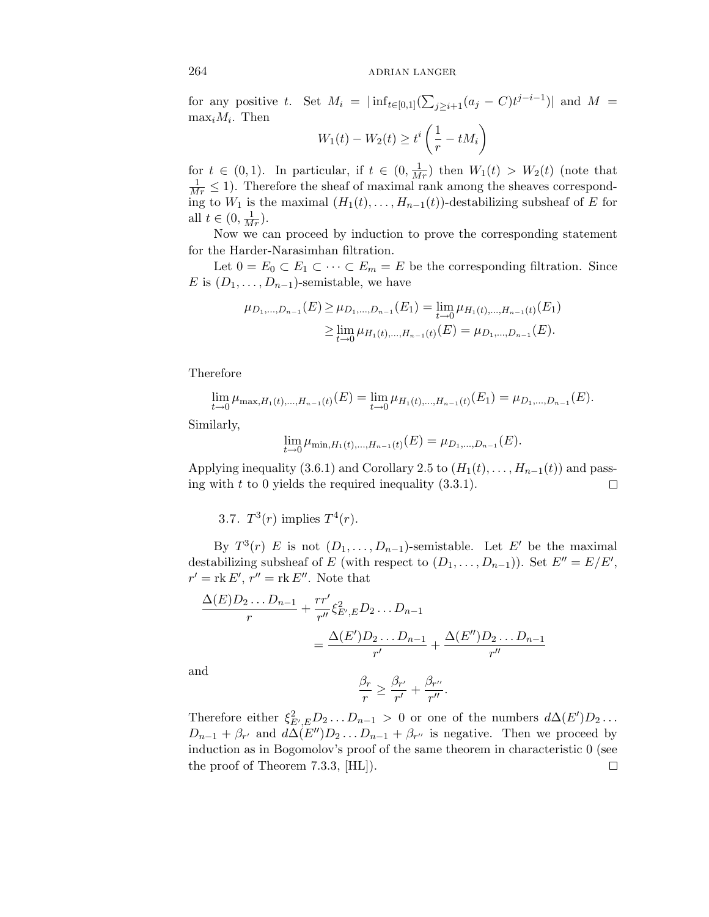for any positive $t$. Set $M_i = |\inf_{t\in[0,1]}(\sum_{j\geq i+1}(a_j - C)t^{j-i-1})|$ and $M = \max_i M_i$. Then

$$W_1(t) - W_2(t) \geq t^i\left(\frac{1}{r} - tM_i\right)$$

for $t \in (0,1)$. In particular, if $t \in (0, \frac{1}{Mr})$ then $W_1(t) > W_2(t)$ (note that $\frac{1}{Mr} \leq 1$). Therefore the sheaf of maximal rank among the sheaves corresponding to $W_1$ is the maximal $(H_1(t), \dots, H_{n-1}(t))$-destabilizing subsheaf of $E$ for all $t \in (0, \frac{1}{Mr})$.

Now we can proceed by induction to prove the corresponding statement for the Harder-Narasimhan filtration.

Let $0 = E_0 \subset E_1 \subset \dots \subset E_m = E$ be the corresponding filtration. Since $E$ is $(D_1, \dots, D_{n-1})$-semistable, we have

$$\begin{aligned}\mu_{D_1,\dots,D_{n-1}}(E) \geq \mu_{D_1,\dots,D_{n-1}}(E_1) &= \lim_{t\to 0}\mu_{H_1(t),\dots,H_{n-1}(t)}(E_1)\\ &\geq \lim_{t\to 0}\mu_{H_1(t),\dots,H_{n-1}(t)}(E) = \mu_{D_1,\dots,D_{n-1}}(E).\end{aligned}$$

Therefore

$$\lim_{t\to 0}\mu_{\max,H_1(t),\dots,H_{n-1}(t)}(E) = \lim_{t\to 0}\mu_{H_1(t),\dots,H_{n-1}(t)}(E_1) = \mu_{D_1,\dots,D_{n-1}}(E).$$

Similarly,

$$\lim_{t\to 0}\mu_{\min,H_1(t),\dots,H_{n-1}(t)}(E) = \mu_{D_1,\dots,D_{n-1}}(E).$$

Applying inequality (3.6.1) and Corollary 2.5 to $(H_1(t), \dots, H_{n-1}(t))$ and passing with $t$ to 0 yields the required inequality (3.3.1). $\square$

3.7. $T^3(r)$ implies $T^4(r)$.

By $T^3(r)$ $E$ is not $(D_1, \dots, D_{n-1})$-semistable. Let $E'$ be the maximal destabilizing subsheaf of $E$ (with respect to $(D_1, \dots, D_{n-1})$). Set $E'' = E/E'$, $r' = \operatorname{rk} E'$, $r'' = \operatorname{rk} E''$. Note that

$$\begin{aligned}\frac{\Delta(E)D_2\dots D_{n-1}}{r} &+ \frac{rr'}{r''}\xi^2_{E',E}D_2\dots D_{n-1}\\ &= \frac{\Delta(E')D_2\dots D_{n-1}}{r'} + \frac{\Delta(E'')D_2\dots D_{n-1}}{r''}\end{aligned}$$

and

$$\frac{\beta_r}{r} \geq \frac{\beta_{r'}}{r'} + \frac{\beta_{r''}}{r''}.$$

Therefore either $\xi^2_{E',E}D_2\dots D_{n-1} > 0$ or one of the numbers $d\Delta(E')D_2\dots D_{n-1} + \beta_{r'}$ and $d\Delta(E'')D_2\dots D_{n-1} + \beta_{r''}$ is negative. Then we proceed by induction as in Bogomolov's proof of the same theorem in characteristic 0 (see the proof of Theorem 7.3.3, [HL]). $\square$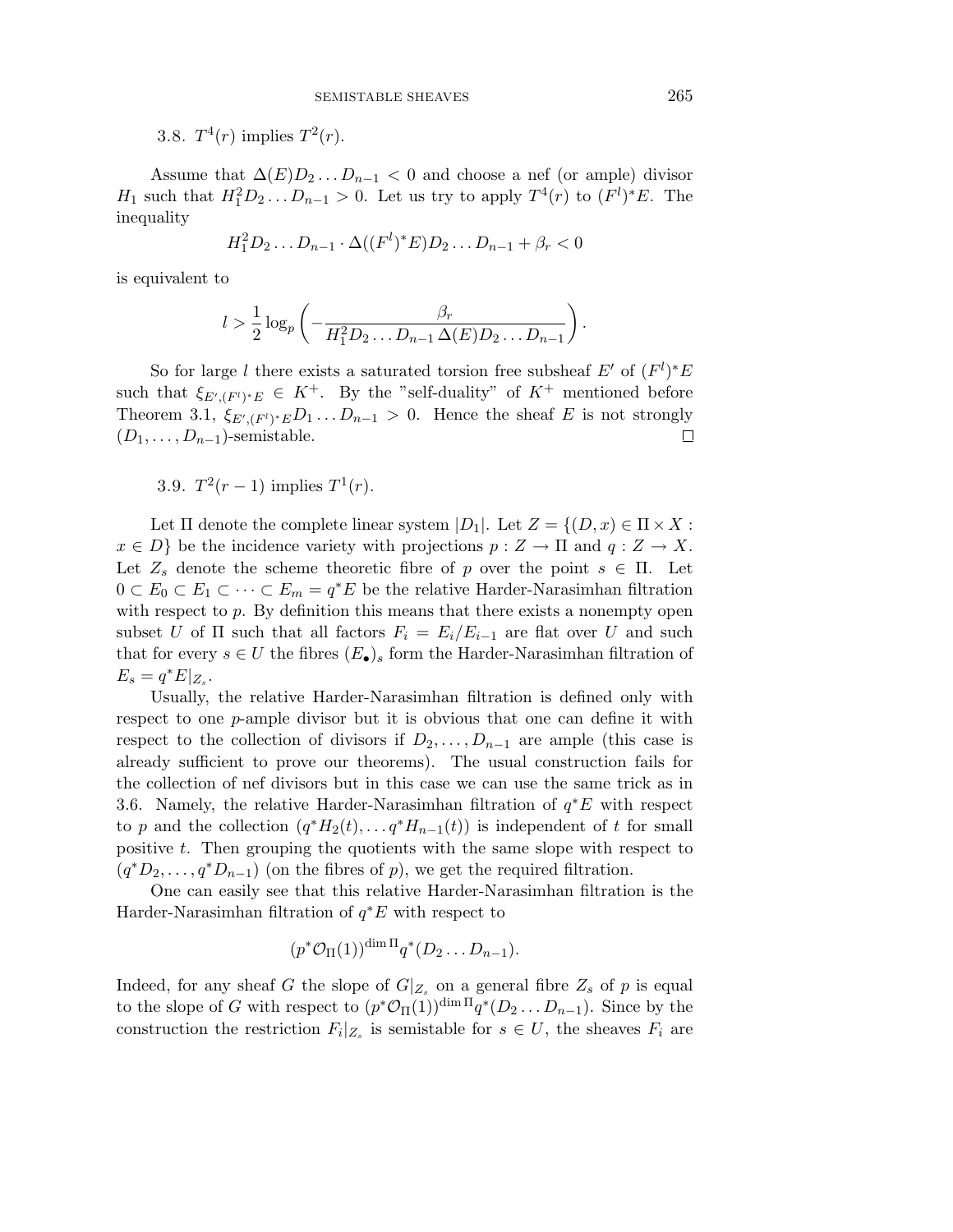3.8. $T^4(r)$ implies $T^2(r)$.

Assume that $\Delta(E)D_2 \dots D_{n-1} < 0$ and choose a nef (or ample) divisor $H_1$ such that $H_1^2 D_2 \dots D_{n-1} > 0$. Let us try to apply $T^4(r)$ to $(F^l)^*E$. The inequality

$$H_1^2 D_2 \dots D_{n-1} \cdot \Delta((F^l)^*E) D_2 \dots D_{n-1} + \beta_r < 0$$

is equivalent to

$$l > \frac{1}{2} \log_p \left( - \frac{\beta_r}{H_1^2 D_2 \dots D_{n-1} \, \Delta(E) D_2 \dots D_{n-1}} \right).$$

So for large $l$ there exists a saturated torsion free subsheaf $E'$ of $(F^l)^*E$ such that $\xi_{E',(F^l)^*E} \in K^+$. By the "self-duality" of $K^+$ mentioned before Theorem 3.1, $\xi_{E',(F^l)^*E} D_1 \dots D_{n-1} > 0$. Hence the sheaf $E$ is not strongly $(D_1, \dots, D_{n-1})$-semistable. □

3.9. $T^2(r-1)$ implies $T^1(r)$.

Let $\Pi$ denote the complete linear system $|D_1|$. Let $Z = \{(D, x) \in \Pi \times X : x \in D\}$ be the incidence variety with projections $p : Z \to \Pi$ and $q : Z \to X$. Let $Z_s$ denote the scheme theoretic fibre of $p$ over the point $s \in \Pi$. Let $0 \subset E_0 \subset E_1 \subset \dots \subset E_m = q^*E$ be the relative Harder-Narasimhan filtration with respect to $p$. By definition this means that there exists a nonempty open subset $U$ of $\Pi$ such that all factors $F_i = E_i/E_{i-1}$ are flat over $U$ and such that for every $s \in U$ the fibres $(E_\bullet)_s$ form the Harder-Narasimhan filtration of $E_s = q^*E|_{Z_s}$.

Usually, the relative Harder-Narasimhan filtration is defined only with respect to one $p$-ample divisor but it is obvious that one can define it with respect to the collection of divisors if $D_2, \dots, D_{n-1}$ are ample (this case is already sufficient to prove our theorems). The usual construction fails for the collection of nef divisors but in this case we can use the same trick as in 3.6. Namely, the relative Harder-Narasimhan filtration of $q^*E$ with respect to $p$ and the collection $(q^*H_2(t), \dots q^*H_{n-1}(t))$ is independent of $t$ for small positive $t$. Then grouping the quotients with the same slope with respect to $(q^*D_2, \dots, q^*D_{n-1})$ (on the fibres of $p$), we get the required filtration.

One can easily see that this relative Harder-Narasimhan filtration is the Harder-Narasimhan filtration of $q^*E$ with respect to

$$(p^*\mathcal{O}_\Pi(1))^{\dim \Pi} q^*(D_2 \dots D_{n-1}).$$

Indeed, for any sheaf $G$ the slope of $G|_{Z_s}$ on a general fibre $Z_s$ of $p$ is equal to the slope of $G$ with respect to $(p^*\mathcal{O}_\Pi(1))^{\dim \Pi} q^*(D_2 \dots D_{n-1})$. Since by the construction the restriction $F_i|_{Z_s}$ is semistable for $s \in U$, the sheaves $F_i$ are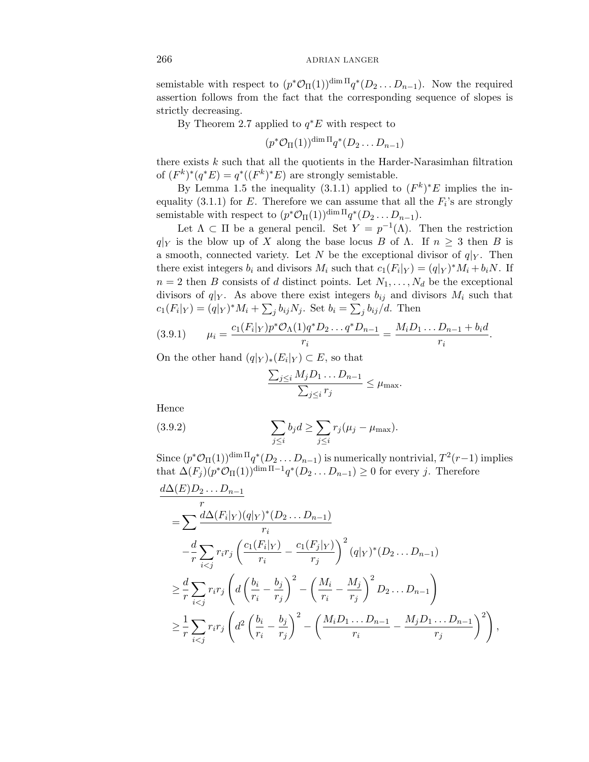semistable with respect to $(p^*\mathcal{O}_\Pi(1))^{\dim \Pi} q^*(D_2 \dots D_{n-1})$. Now the required assertion follows from the fact that the corresponding sequence of slopes is strictly decreasing.

By Theorem 2.7 applied to $q^*E$ with respect to

$$(p^*\mathcal{O}_\Pi(1))^{\dim \Pi} q^*(D_2 \dots D_{n-1})$$

there exists $k$ such that all the quotients in the Harder-Narasimhan filtration of $(F^k)^*(q^*E) = q^*((F^k)^*E)$ are strongly semistable.

By Lemma 1.5 the inequality (3.1.1) applied to $(F^k)^*E$ implies the inequality (3.1.1) for $E$. Therefore we can assume that all the $F_i$'s are strongly semistable with respect to $(p^*\mathcal{O}_\Pi(1))^{\dim \Pi} q^*(D_2 \dots D_{n-1})$.

Let $\Lambda \subset \Pi$ be a general pencil. Set $Y = p^{-1}(\Lambda)$. Then the restriction $q|_Y$ is the blow up of $X$ along the base locus $B$ of $\Lambda$. If $n \geq 3$ then $B$ is a smooth, connected variety. Let $N$ be the exceptional divisor of $q|_Y$. Then there exist integers $b_i$ and divisors $M_i$ such that $c_1(F_i|_Y) = (q|_Y)^*M_i + b_i N$. If $n = 2$ then $B$ consists of $d$ distinct points. Let $N_1, \dots, N_d$ be the exceptional divisors of $q|_Y$. As above there exist integers $b_{ij}$ and divisors $M_i$ such that $c_1(F_i|_Y) = (q|_Y)^*M_i + \sum_j b_{ij} N_j$. Set $b_i = \sum_j b_{ij}/d$. Then

$$\mu_i = \frac{c_1(F_i|_Y) p^*\mathcal{O}_\Lambda(1) q^*D_2 \dots q^*D_{n-1}}{r_i} = \frac{M_i D_1 \dots D_{n-1} + b_i d}{r_i}. \tag{3.9.1}$$

On the other hand $(q|_Y)_*(E_i|_Y) \subset E$, so that

$$\frac{\sum_{j \leq i} M_j D_1 \dots D_{n-1}}{\sum_{j \leq i} r_j} \leq \mu_{\max}.$$

Hence

$$\sum_{j \leq i} b_j d \geq \sum_{j \leq i} r_j (\mu_j - \mu_{\max}). \tag{3.9.2}$$

Since $(p^*\mathcal{O}_\Pi(1))^{\dim \Pi} q^*(D_2 \dots D_{n-1})$ is numerically nontrivial, $T^2(r-1)$ implies that $\Delta(F_j)(p^*\mathcal{O}_\Pi(1))^{\dim \Pi - 1} q^*(D_2 \dots D_{n-1}) \geq 0$ for every $j$. Therefore

$$\begin{aligned}
&\frac{d\Delta(E) D_2 \dots D_{n-1}}{r} \\
&\quad = \sum \frac{d\Delta(F_i|_Y)(q|_Y)^*(D_2 \dots D_{n-1})}{r_i} \\
&\qquad - \frac{d}{r} \sum_{i<j} r_i r_j \left( \frac{c_1(F_i|_Y)}{r_i} - \frac{c_1(F_j|_Y)}{r_j} \right)^2 (q|_Y)^*(D_2 \dots D_{n-1}) \\
&\quad \geq \frac{d}{r} \sum_{i<j} r_i r_j \left( d \left( \frac{b_i}{r_i} - \frac{b_j}{r_j} \right)^2 - \left( \frac{M_i}{r_i} - \frac{M_j}{r_j} \right)^2 D_2 \dots D_{n-1} \right) \\
&\quad \geq \frac{1}{r} \sum_{i<j} r_i r_j \left( d^2 \left( \frac{b_i}{r_i} - \frac{b_j}{r_j} \right)^2 - \left( \frac{M_i D_1 \dots D_{n-1}}{r_i} - \frac{M_j D_1 \dots D_{n-1}}{r_j} \right)^2 \right),
\end{aligned}$$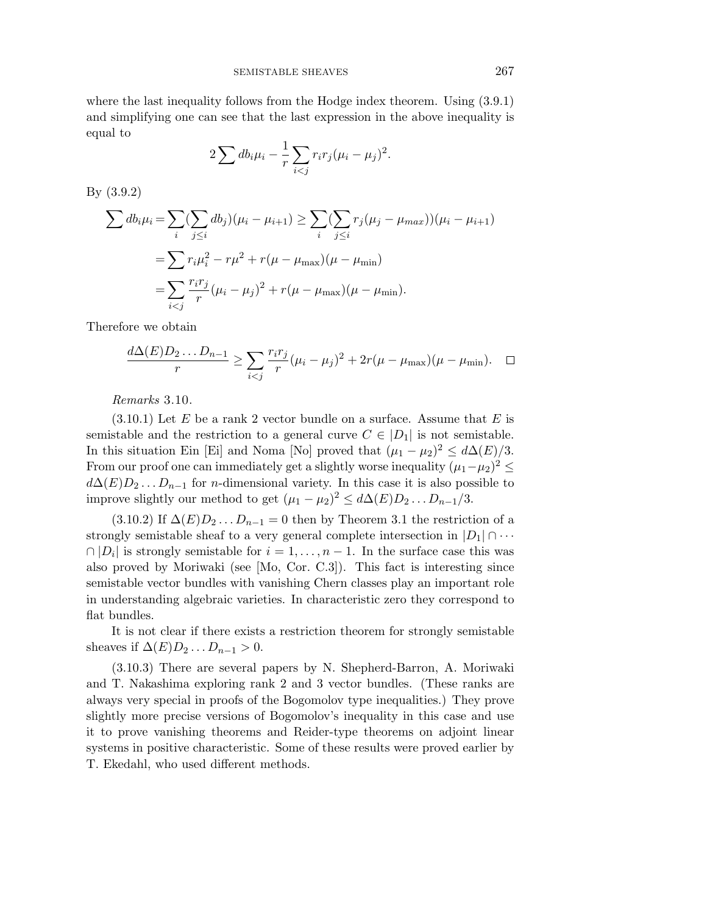where the last inequality follows from the Hodge index theorem. Using (3.9.1) and simplifying one can see that the last expression in the above inequality is equal to

$$2\sum db_i\mu_i - \frac{1}{r}\sum_{i<j} r_ir_j(\mu_i-\mu_j)^2.$$

By (3.9.2)

$$\begin{aligned}
\sum db_i\mu_i &= \sum_i (\sum_{j\le i} db_j)(\mu_i-\mu_{i+1}) \ge \sum_i (\sum_{j\le i} r_j(\mu_j-\mu_{max}))(\mu_i-\mu_{i+1})\\
&= \sum r_i\mu_i^2 - r\mu^2 + r(\mu-\mu_{\max})(\mu-\mu_{\min})\\
&= \sum_{i<j} \frac{r_ir_j}{r}(\mu_i-\mu_j)^2 + r(\mu-\mu_{\max})(\mu-\mu_{\min}).
\end{aligned}$$

Therefore we obtain

$$\frac{d\Delta(E)D_2\dots D_{n-1}}{r} \ge \sum_{i<j}\frac{r_ir_j}{r}(\mu_i-\mu_j)^2 + 2r(\mu-\mu_{\max})(\mu-\mu_{\min}). \quad \square$$

*Remarks* 3.10.

(3.10.1) Let $E$ be a rank 2 vector bundle on a surface. Assume that $E$ is semistable and the restriction to a general curve $C \in |D_1|$ is not semistable. In this situation Ein [Ei] and Noma [No] proved that $(\mu_1-\mu_2)^2 \le d\Delta(E)/3$. From our proof one can immediately get a slightly worse inequality $(\mu_1-\mu_2)^2 \le d\Delta(E)D_2\dots D_{n-1}$ for $n$-dimensional variety. In this case it is also possible to improve slightly our method to get $(\mu_1-\mu_2)^2 \le d\Delta(E)D_2\dots D_{n-1}/3$.

(3.10.2) If $\Delta(E)D_2\dots D_{n-1} = 0$ then by Theorem 3.1 the restriction of a strongly semistable sheaf to a very general complete intersection in $|D_1| \cap \dots \cap |D_i|$ is strongly semistable for $i = 1, \dots, n-1$. In the surface case this was also proved by Moriwaki (see [Mo, Cor. C.3]). This fact is interesting since semistable vector bundles with vanishing Chern classes play an important role in understanding algebraic varieties. In characteristic zero they correspond to flat bundles.

It is not clear if there exists a restriction theorem for strongly semistable sheaves if $\Delta(E)D_2\dots D_{n-1} > 0$.

(3.10.3) There are several papers by N. Shepherd-Barron, A. Moriwaki and T. Nakashima exploring rank 2 and 3 vector bundles. (These ranks are always very special in proofs of the Bogomolov type inequalities.) They prove slightly more precise versions of Bogomolov's inequality in this case and use it to prove vanishing theorems and Reider-type theorems on adjoint linear systems in positive characteristic. Some of these results were proved earlier by T. Ekedahl, who used different methods.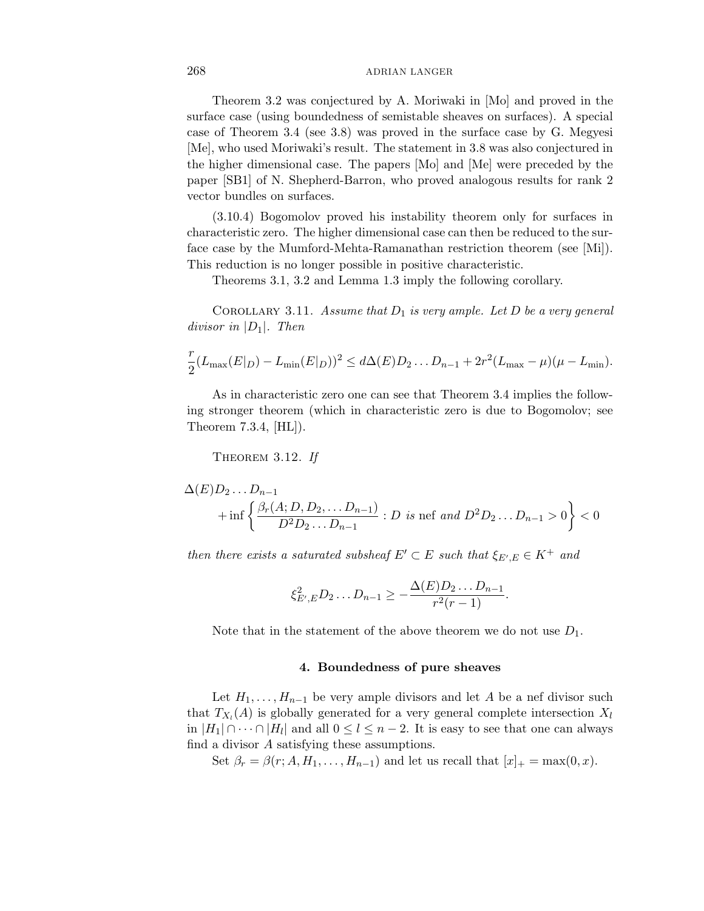Theorem 3.2 was conjectured by A. Moriwaki in [Mo] and proved in the surface case (using boundedness of semistable sheaves on surfaces). A special case of Theorem 3.4 (see 3.8) was proved in the surface case by G. Megyesi [Me], who used Moriwaki's result. The statement in 3.8 was also conjectured in the higher dimensional case. The papers [Mo] and [Me] were preceded by the paper [SB1] of N. Shepherd-Barron, who proved analogous results for rank 2 vector bundles on surfaces.

(3.10.4) Bogomolov proved his instability theorem only for surfaces in characteristic zero. The higher dimensional case can then be reduced to the surface case by the Mumford-Mehta-Ramanathan restriction theorem (see [Mi]). This reduction is no longer possible in positive characteristic.

Theorems 3.1, 3.2 and Lemma 1.3 imply the following corollary.

Corollary 3.11. *Assume that $D_1$ is very ample. Let $D$ be a very general divisor in $|D_1|$. Then*

$$\frac{r}{2}(L_{\max}(E|_D) - L_{\min}(E|_D))^2 \leq d\Delta(E)D_2 \dots D_{n-1} + 2r^2(L_{\max} - \mu)(\mu - L_{\min}).$$

As in characteristic zero one can see that Theorem 3.4 implies the following stronger theorem (which in characteristic zero is due to Bogomolov; see Theorem 7.3.4, [HL]).

Theorem 3.12. *If*

$$\Delta(E)D_2 \dots D_{n-1} + \inf\left\{ \frac{\beta_r(A; D, D_2, \dots D_{n-1})}{D^2 D_2 \dots D_{n-1}} : D \text{ is nef and } D^2 D_2 \dots D_{n-1} > 0 \right\} < 0$$

*then there exists a saturated subsheaf $E' \subset E$ such that $\xi_{E',E} \in K^+$ and*

$$\xi_{E',E}^2 D_2 \dots D_{n-1} \geq -\frac{\Delta(E)D_2 \dots D_{n-1}}{r^2(r-1)}.$$

Note that in the statement of the above theorem we do not use $D_1$.

## 4. Boundedness of pure sheaves

Let $H_1, \dots, H_{n-1}$ be very ample divisors and let $A$ be a nef divisor such that $T_{X_l}(A)$ is globally generated for a very general complete intersection $X_l$ in $|H_1| \cap \dots \cap |H_l|$ and all $0 \leq l \leq n-2$. It is easy to see that one can always find a divisor $A$ satisfying these assumptions.

Set $\beta_r = \beta(r; A, H_1, \dots, H_{n-1})$ and let us recall that $[x]_+ = \max(0, x)$.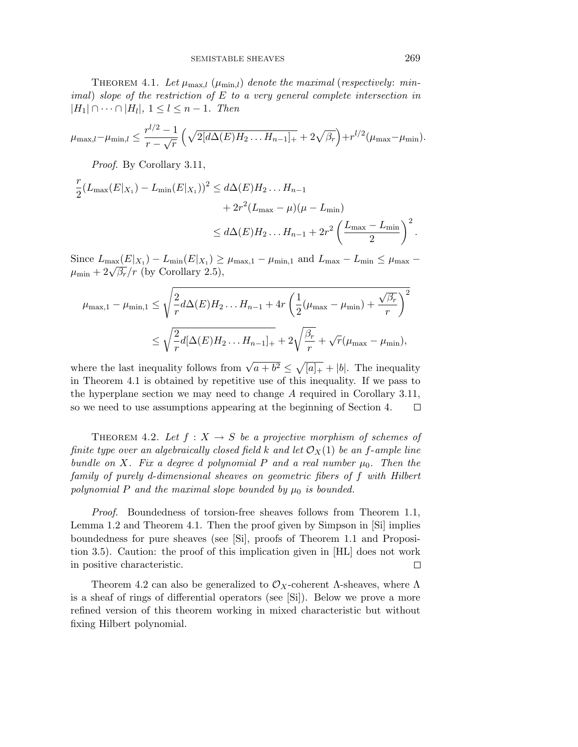**Theorem 4.1.** *Let $\mu_{\max,l}$ ($\mu_{\min,l}$) denote the maximal (respectively: minimal) slope of the restriction of $E$ to a very general complete intersection in $|H_1| \cap \dots \cap |H_l|$, $1 \le l \le n-1$. Then*

$$\mu_{\max,l} - \mu_{\min,l} \le \frac{r^{l/2}-1}{r-\sqrt{r}} \left( \sqrt{2[d\Delta(E)H_2 \dots H_{n-1}]_+} + 2\sqrt{\beta_r} \right) + r^{l/2}(\mu_{\max} - \mu_{\min}).$$

*Proof.* By Corollary 3.11,

$$\begin{aligned} \frac{r}{2}(L_{\max}(E|_{X_1}) - L_{\min}(E|_{X_1}))^2 &\le d\Delta(E)H_2 \dots H_{n-1} \\ &\quad + 2r^2(L_{\max} - \mu)(\mu - L_{\min}) \\ &\le d\Delta(E)H_2 \dots H_{n-1} + 2r^2 \left( \frac{L_{\max} - L_{\min}}{2} \right)^2. \end{aligned}$$

Since $L_{\max}(E|_{X_1}) - L_{\min}(E|_{X_1}) \ge \mu_{\max,1} - \mu_{\min,1}$ and $L_{\max} - L_{\min} \le \mu_{\max} - \mu_{\min} + 2\sqrt{\beta_r}/r$ (by Corollary 2.5),

$$\begin{aligned} \mu_{\max,1} - \mu_{\min,1} &\le \sqrt{\frac{2}{r} d\Delta(E)H_2 \dots H_{n-1} + 4r \left( \frac{1}{2}(\mu_{\max} - \mu_{\min}) + \frac{\sqrt{\beta_r}}{r} \right)^2} \\ &\le \sqrt{\frac{2}{r} d[\Delta(E)H_2 \dots H_{n-1}]_+} + 2\sqrt{\frac{\beta_r}{r}} + \sqrt{r}(\mu_{\max} - \mu_{\min}), \end{aligned}$$

where the last inequality follows from $\sqrt{a+b^2} \le \sqrt{[a]_+} + |b|$. The inequality in Theorem 4.1 is obtained by repetitive use of this inequality. If we pass to the hyperplane section we may need to change $A$ required in Corollary 3.11, so we need to use assumptions appearing at the beginning of Section 4. $\square$

**Theorem 4.2.** *Let $f : X \to S$ be a projective morphism of schemes of finite type over an algebraically closed field $k$ and let $\mathcal{O}_X(1)$ be an $f$-ample line bundle on $X$. Fix a degree $d$ polynomial $P$ and a real number $\mu_0$. Then the family of purely $d$-dimensional sheaves on geometric fibers of $f$ with Hilbert polynomial $P$ and the maximal slope bounded by $\mu_0$ is bounded.*

*Proof.* Boundedness of torsion-free sheaves follows from Theorem 1.1, Lemma 1.2 and Theorem 4.1. Then the proof given by Simpson in [Si] implies boundedness for pure sheaves (see [Si], proofs of Theorem 1.1 and Proposition 3.5). Caution: the proof of this implication given in [HL] does not work in positive characteristic. $\square$

Theorem 4.2 can also be generalized to $\mathcal{O}_X$-coherent $\Lambda$-sheaves, where $\Lambda$ is a sheaf of rings of differential operators (see [Si]). Below we prove a more refined version of this theorem working in mixed characteristic but without fixing Hilbert polynomial.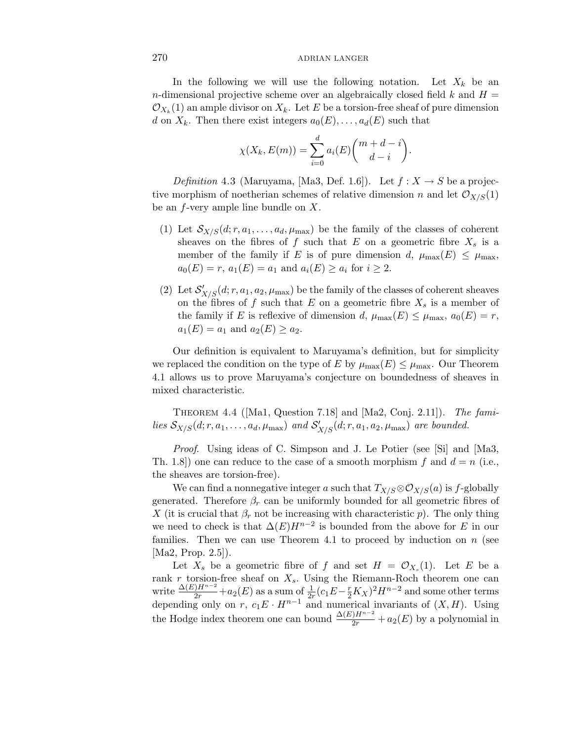In the following we will use the following notation. Let $X_k$ be an $n$-dimensional projective scheme over an algebraically closed field $k$ and $H = \mathcal{O}_{X_k}(1)$ an ample divisor on $X_k$. Let $E$ be a torsion-free sheaf of pure dimension $d$ on $X_k$. Then there exist integers $a_0(E), \dots, a_d(E)$ such that

$$\chi(X_k, E(m)) = \sum_{i=0}^{d} a_i(E) \binom{m+d-i}{d-i}.$$

*Definition* 4.3 (Maruyama, [Ma3, Def. 1.6]). Let $f : X \to S$ be a projective morphism of noetherian schemes of relative dimension $n$ and let $\mathcal{O}_{X/S}(1)$ be an $f$-very ample line bundle on $X$.

(1) Let $\mathcal{S}_{X/S}(d; r, a_1, \dots, a_d, \mu_{\max})$ be the family of the classes of coherent sheaves on the fibres of $f$ such that $E$ on a geometric fibre $X_s$ is a member of the family if $E$ is of pure dimension $d$, $\mu_{\max}(E) \leq \mu_{\max}$, $a_0(E) = r$, $a_1(E) = a_1$ and $a_i(E) \geq a_i$ for $i \geq 2$.

(2) Let $\mathcal{S}'_{X/S}(d; r, a_1, a_2, \mu_{\max})$ be the family of the classes of coherent sheaves on the fibres of $f$ such that $E$ on a geometric fibre $X_s$ is a member of the family if $E$ is reflexive of dimension $d$, $\mu_{\max}(E) \leq \mu_{\max}$, $a_0(E) = r$, $a_1(E) = a_1$ and $a_2(E) \geq a_2$.

Our definition is equivalent to Maruyama's definition, but for simplicity we replaced the condition on the type of $E$ by $\mu_{\max}(E) \leq \mu_{\max}$. Our Theorem 4.1 allows us to prove Maruyama's conjecture on boundedness of sheaves in mixed characteristic.

Theorem 4.4 ([Ma1, Question 7.18] and [Ma2, Conj. 2.11]). *The families $\mathcal{S}_{X/S}(d; r, a_1, \dots, a_d, \mu_{\max})$ and $\mathcal{S}'_{X/S}(d; r, a_1, a_2, \mu_{\max})$ are bounded.*

*Proof.* Using ideas of C. Simpson and J. Le Potier (see [Si] and [Ma3, Th. 1.8]) one can reduce to the case of a smooth morphism $f$ and $d = n$ (i.e., the sheaves are torsion-free).

We can find a nonnegative integer $a$ such that $T_{X/S} \otimes \mathcal{O}_{X/S}(a)$ is $f$-globally generated. Therefore $\beta_r$ can be uniformly bounded for all geometric fibres of $X$ (it is crucial that $\beta_r$ not be increasing with characteristic $p$). The only thing we need to check is that $\Delta(E)H^{n-2}$ is bounded from the above for $E$ in our families. Then we can use Theorem 4.1 to proceed by induction on $n$ (see [Ma2, Prop. 2.5]).

Let $X_s$ be a geometric fibre of $f$ and set $H = \mathcal{O}_{X_s}(1)$. Let $E$ be a rank $r$ torsion-free sheaf on $X_s$. Using the Riemann-Roch theorem one can write $\frac{\Delta(E)H^{n-2}}{2r} + a_2(E)$ as a sum of $\frac{1}{2r}(c_1 E - \frac{r}{2}K_X)^2 H^{n-2}$ and some other terms depending only on $r$, $c_1 E \cdot H^{n-1}$ and numerical invariants of $(X, H)$. Using the Hodge index theorem one can bound $\frac{\Delta(E)H^{n-2}}{2r} + a_2(E)$ by a polynomial in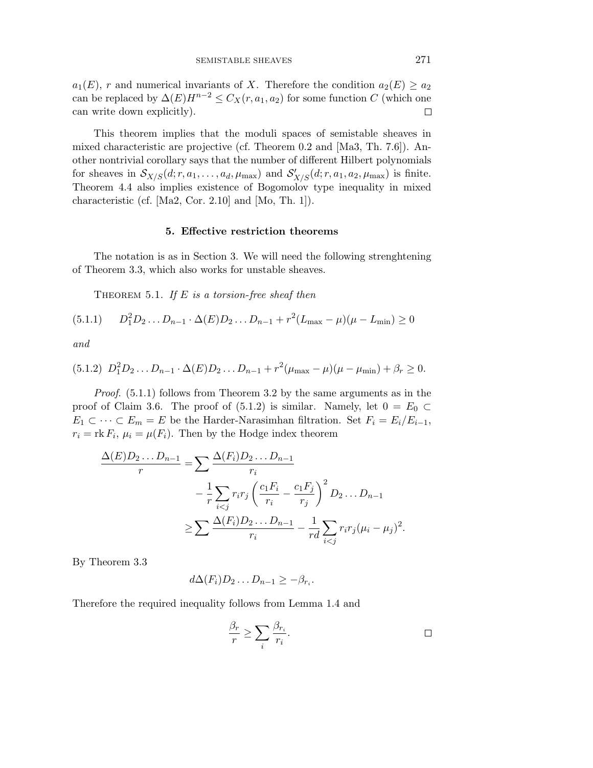$a_1(E)$, $r$ and numerical invariants of $X$. Therefore the condition $a_2(E) \geq a_2$ can be replaced by $\Delta(E)H^{n-2} \leq C_X(r, a_1, a_2)$ for some function $C$ (which one can write down explicitly). $\square$

This theorem implies that the moduli spaces of semistable sheaves in mixed characteristic are projective (cf. Theorem 0.2 and [Ma3, Th. 7.6]). Another nontrivial corollary says that the number of different Hilbert polynomials for sheaves in $\mathcal{S}_{X/S}(d; r, a_1, \dots, a_d, \mu_{\max})$ and $\mathcal{S}'_{X/S}(d; r, a_1, a_2, \mu_{\max})$ is finite. Theorem 4.4 also implies existence of Bogomolov type inequality in mixed characteristic (cf. [Ma2, Cor. 2.10] and [Mo, Th. 1]).

## 5. Effective restriction theorems

The notation is as in Section 3. We will need the following strenghtening of Theorem 3.3, which also works for unstable sheaves.

Theorem 5.1. *If $E$ is a torsion-free sheaf then*

$$D_1^2 D_2 \dots D_{n-1} \cdot \Delta(E) D_2 \dots D_{n-1} + r^2 (L_{\max} - \mu)(\mu - L_{\min}) \geq 0 \tag{5.1.1}$$

*and*

$$D_1^2 D_2 \dots D_{n-1} \cdot \Delta(E) D_2 \dots D_{n-1} + r^2 (\mu_{\max} - \mu)(\mu - \mu_{\min}) + \beta_r \geq 0. \tag{5.1.2}$$

*Proof*. (5.1.1) follows from Theorem 3.2 by the same arguments as in the proof of Claim 3.6. The proof of (5.1.2) is similar. Namely, let $0 = E_0 \subset E_1 \subset \dots \subset E_m = E$ be the Harder-Narasimhan filtration. Set $F_i = E_i/E_{i-1}$, $r_i = \operatorname{rk} F_i$, $\mu_i = \mu(F_i)$. Then by the Hodge index theorem

$$\begin{aligned}
\frac{\Delta(E) D_2 \dots D_{n-1}}{r} &= \sum \frac{\Delta(F_i) D_2 \dots D_{n-1}}{r_i} \\
&\quad - \frac{1}{r} \sum_{i<j} r_i r_j \left( \frac{c_1 F_i}{r_i} - \frac{c_1 F_j}{r_j} \right)^2 D_2 \dots D_{n-1} \\
&\geq \sum \frac{\Delta(F_i) D_2 \dots D_{n-1}}{r_i} - \frac{1}{rd} \sum_{i<j} r_i r_j (\mu_i - \mu_j)^2.
\end{aligned}$$

By Theorem 3.3

$$d \Delta(F_i) D_2 \dots D_{n-1} \geq -\beta_{r_i}.$$

Therefore the required inequality follows from Lemma 1.4 and

$$\frac{\beta_r}{r} \geq \sum_i \frac{\beta_{r_i}}{r_i}.$$

$\square$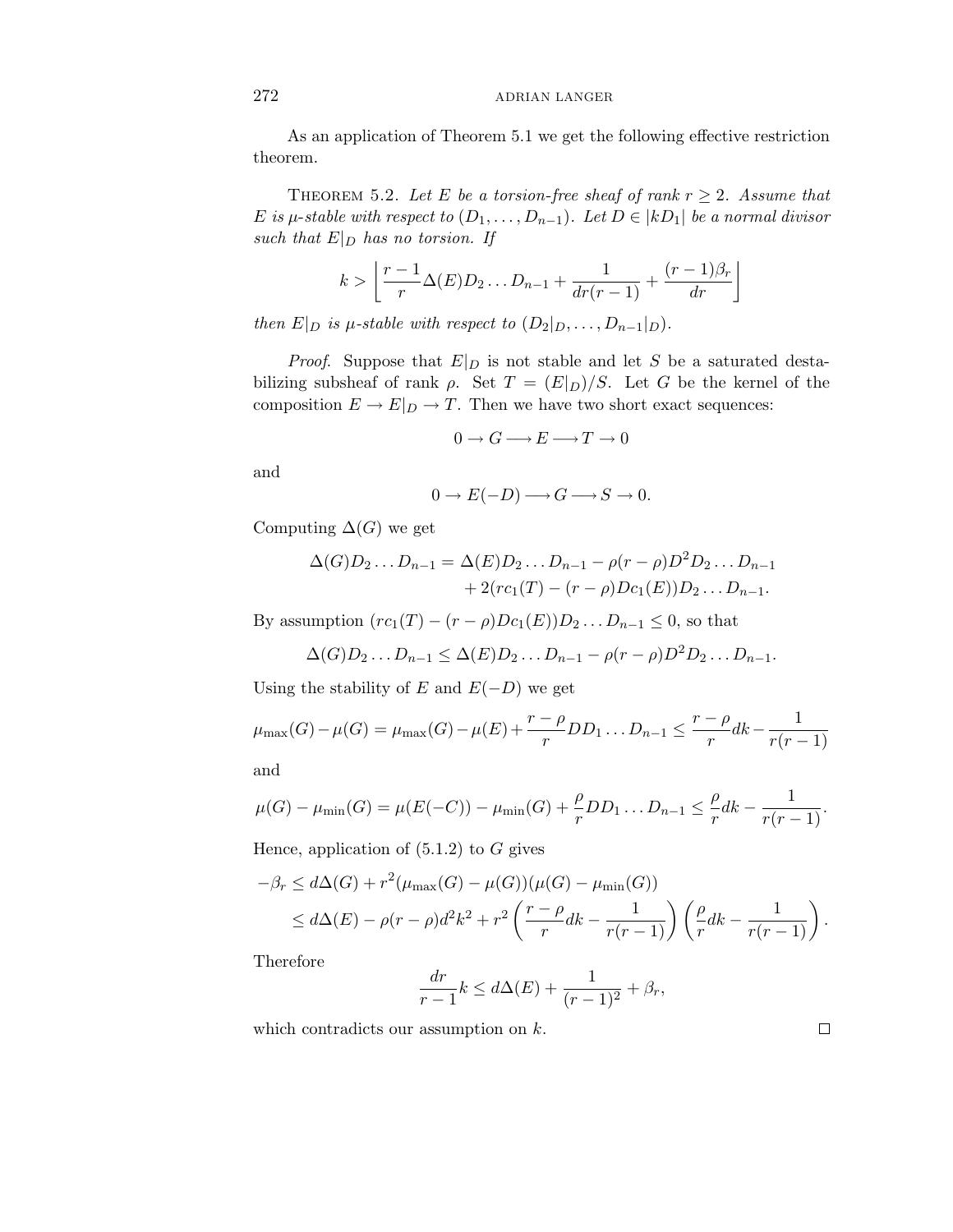As an application of Theorem 5.1 we get the following effective restriction theorem.

THEOREM 5.2. *Let $E$ be a torsion-free sheaf of rank $r \geq 2$. Assume that $E$ is $\mu$-stable with respect to $(D_1, \ldots, D_{n-1})$. Let $D \in |kD_1|$ be a normal divisor such that $E|_D$ has no torsion. If*

$$k > \left\lfloor \frac{r-1}{r}\Delta(E)D_2 \ldots D_{n-1} + \frac{1}{dr(r-1)} + \frac{(r-1)\beta_r}{dr} \right\rfloor$$

*then $E|_D$ is $\mu$-stable with respect to $(D_2|_D, \ldots, D_{n-1}|_D)$.*

*Proof.* Suppose that $E|_D$ is not stable and let $S$ be a saturated destabilizing subsheaf of rank $\rho$. Set $T = (E|_D)/S$. Let $G$ be the kernel of the composition $E \to E|_D \to T$. Then we have two short exact sequences:

$$0 \to G \longrightarrow E \longrightarrow T \to 0$$

and

$$0 \to E(-D) \longrightarrow G \longrightarrow S \to 0.$$

Computing $\Delta(G)$ we get

$$\begin{aligned}\Delta(G)D_2 \ldots D_{n-1} = \Delta(E)D_2 \ldots D_{n-1} - \rho(r-\rho)D^2 D_2 \ldots D_{n-1} \\ + 2(rc_1(T) - (r-\rho)Dc_1(E))D_2 \ldots D_{n-1}.\end{aligned}$$

By assumption $(rc_1(T) - (r-\rho)Dc_1(E))D_2 \ldots D_{n-1} \leq 0$, so that

$$\Delta(G)D_2 \ldots D_{n-1} \leq \Delta(E)D_2 \ldots D_{n-1} - \rho(r-\rho)D^2 D_2 \ldots D_{n-1}.$$

Using the stability of $E$ and $E(-D)$ we get

$$\mu_{\max}(G) - \mu(G) = \mu_{\max}(G) - \mu(E) + \frac{r-\rho}{r}DD_1 \ldots D_{n-1} \leq \frac{r-\rho}{r}dk - \frac{1}{r(r-1)}$$

and

$$\mu(G) - \mu_{\min}(G) = \mu(E(-C)) - \mu_{\min}(G) + \frac{\rho}{r}DD_1 \ldots D_{n-1} \leq \frac{\rho}{r}dk - \frac{1}{r(r-1)}.$$

Hence, application of (5.1.2) to $G$ gives

$$\begin{aligned}-\beta_r &\leq d\Delta(G) + r^2(\mu_{\max}(G) - \mu(G))(\mu(G) - \mu_{\min}(G)) \\ &\leq d\Delta(E) - \rho(r-\rho)d^2k^2 + r^2\left(\frac{r-\rho}{r}dk - \frac{1}{r(r-1)}\right)\left(\frac{\rho}{r}dk - \frac{1}{r(r-1)}\right).\end{aligned}$$

Therefore

$$\frac{dr}{r-1}k \leq d\Delta(E) + \frac{1}{(r-1)^2} + \beta_r,$$

which contradicts our assumption on $k$. $\square$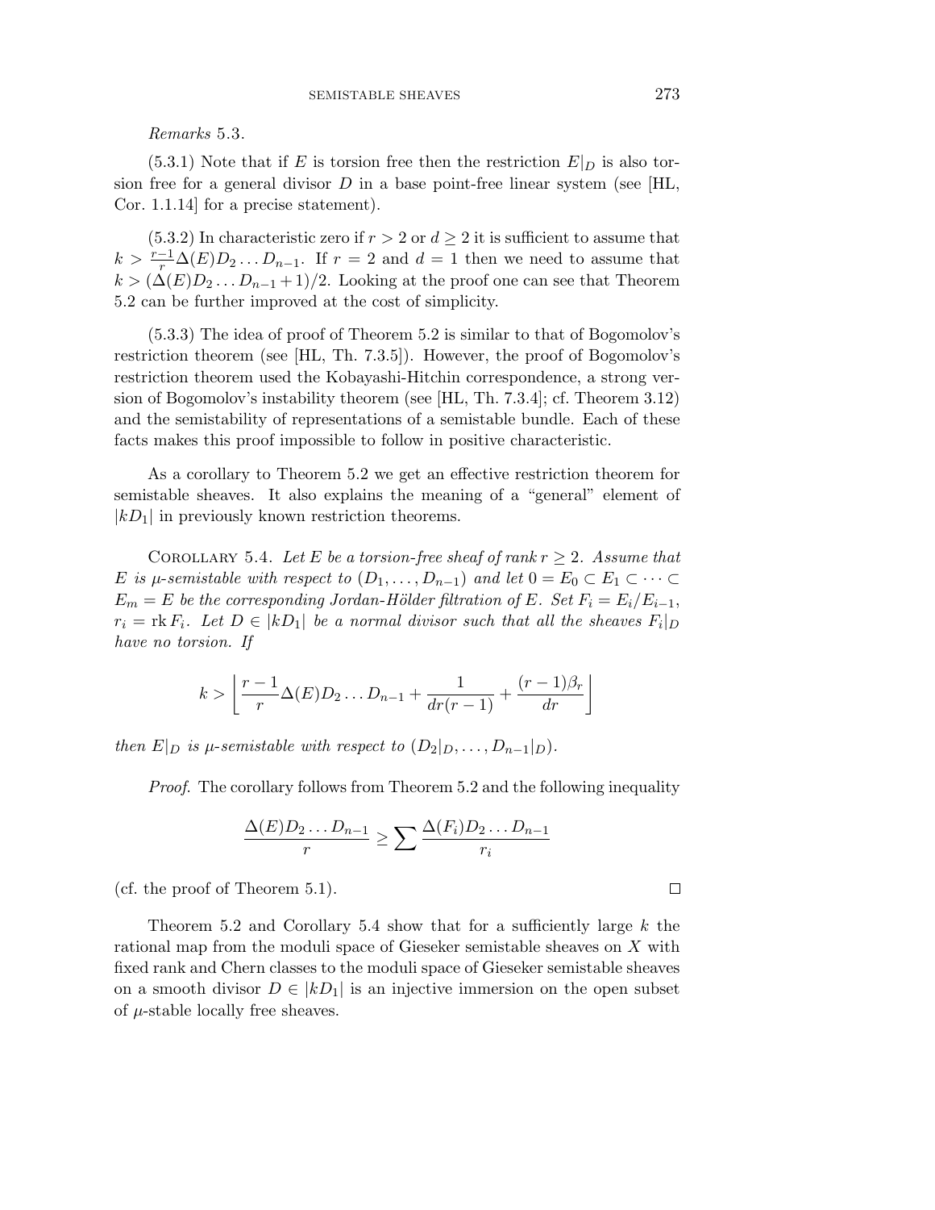*Remarks* 5.3.

(5.3.1) Note that if $E$ is torsion free then the restriction $E|_D$ is also torsion free for a general divisor $D$ in a base point-free linear system (see [HL, Cor. 1.1.14] for a precise statement).

(5.3.2) In characteristic zero if $r > 2$ or $d \geq 2$ it is sufficient to assume that $k > \frac{r-1}{r}\Delta(E)D_2 \dots D_{n-1}$. If $r = 2$ and $d = 1$ then we need to assume that $k > (\Delta(E)D_2 \dots D_{n-1} + 1)/2$. Looking at the proof one can see that Theorem 5.2 can be further improved at the cost of simplicity.

(5.3.3) The idea of proof of Theorem 5.2 is similar to that of Bogomolov's restriction theorem (see [HL, Th. 7.3.5]). However, the proof of Bogomolov's restriction theorem used the Kobayashi-Hitchin correspondence, a strong version of Bogomolov's instability theorem (see [HL, Th. 7.3.4]; cf. Theorem 3.12) and the semistability of representations of a semistable bundle. Each of these facts makes this proof impossible to follow in positive characteristic.

As a corollary to Theorem 5.2 we get an effective restriction theorem for semistable sheaves. It also explains the meaning of a "general" element of $|kD_1|$ in previously known restriction theorems.

Corollary 5.4. *Let $E$ be a torsion-free sheaf of rank $r \geq 2$. Assume that $E$ is $\mu$-semistable with respect to $(D_1, \dots, D_{n-1})$ and let $0 = E_0 \subset E_1 \subset \dots \subset E_m = E$ be the corresponding Jordan-Hölder filtration of $E$. Set $F_i = E_i/E_{i-1}$, $r_i = \operatorname{rk} F_i$. Let $D \in |kD_1|$ be a normal divisor such that all the sheaves $F_i|_D$ have no torsion. If*

$$k > \left\lfloor \frac{r-1}{r}\Delta(E)D_2 \dots D_{n-1} + \frac{1}{dr(r-1)} + \frac{(r-1)\beta_r}{dr} \right\rfloor$$

*then $E|_D$ is $\mu$-semistable with respect to $(D_2|_D, \dots, D_{n-1}|_D)$.*

*Proof*. The corollary follows from Theorem 5.2 and the following inequality

$$\frac{\Delta(E)D_2 \dots D_{n-1}}{r} \geq \sum \frac{\Delta(F_i)D_2 \dots D_{n-1}}{r_i}$$

(cf. the proof of Theorem 5.1). ☐

Theorem 5.2 and Corollary 5.4 show that for a sufficiently large $k$ the rational map from the moduli space of Gieseker semistable sheaves on $X$ with fixed rank and Chern classes to the moduli space of Gieseker semistable sheaves on a smooth divisor $D \in |kD_1|$ is an injective immersion on the open subset of $\mu$-stable locally free sheaves.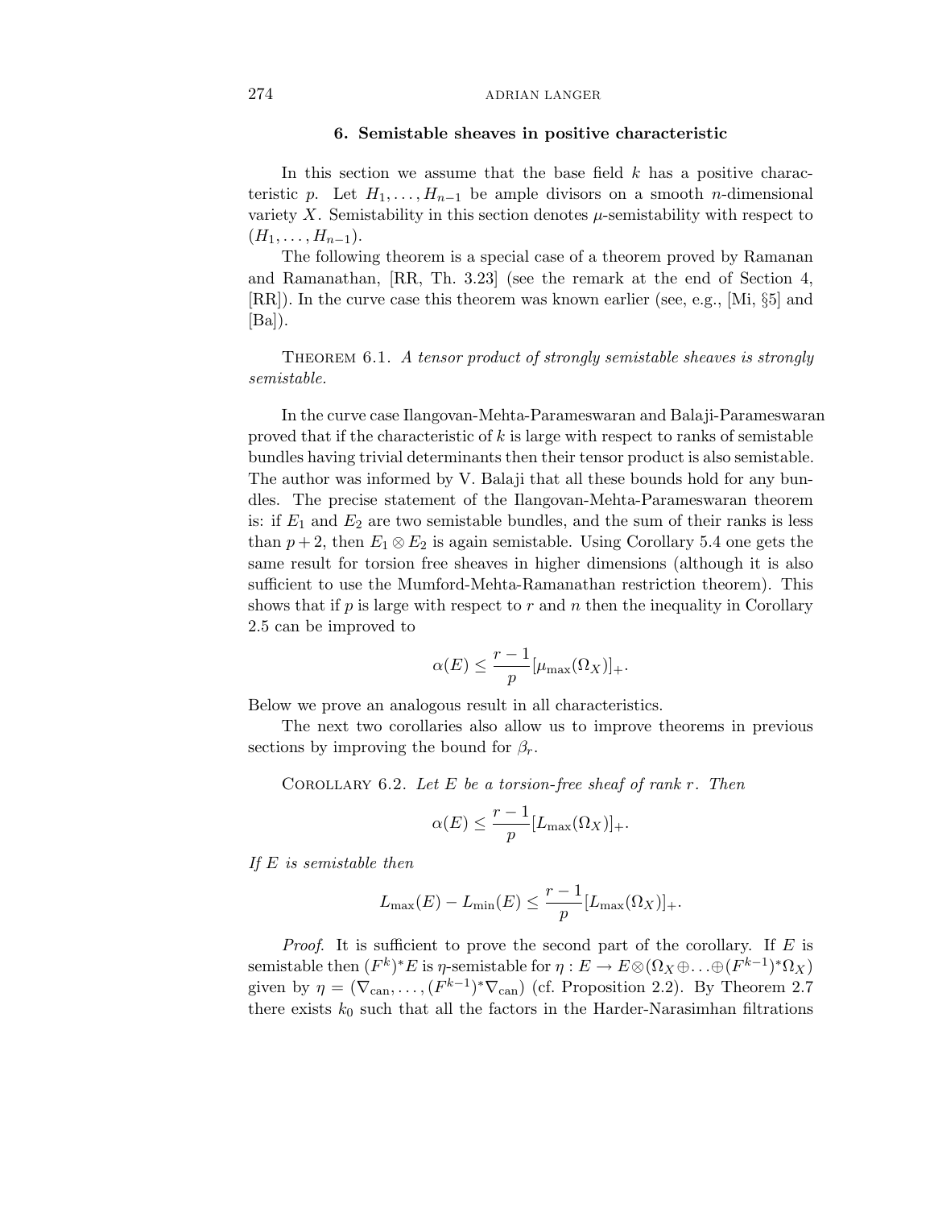## 6. Semistable sheaves in positive characteristic

In this section we assume that the base field $k$ has a positive characteristic $p$. Let $H_1, \dots, H_{n-1}$ be ample divisors on a smooth $n$-dimensional variety $X$. Semistability in this section denotes $\mu$-semistability with respect to $(H_1, \dots, H_{n-1})$.

The following theorem is a special case of a theorem proved by Ramanan and Ramanathan, [RR, Th. 3.23] (see the remark at the end of Section 4, [RR]). In the curve case this theorem was known earlier (see, e.g., [Mi, §5] and [Ba]).

Theorem 6.1. *A tensor product of strongly semistable sheaves is strongly semistable.*

In the curve case Ilangovan-Mehta-Parameswaran and Balaji-Parameswaran proved that if the characteristic of $k$ is large with respect to ranks of semistable bundles having trivial determinants then their tensor product is also semistable. The author was informed by V. Balaji that all these bounds hold for any bundles. The precise statement of the Ilangovan-Mehta-Parameswaran theorem is: if $E_1$ and $E_2$ are two semistable bundles, and the sum of their ranks is less than $p+2$, then $E_1 \otimes E_2$ is again semistable. Using Corollary 5.4 one gets the same result for torsion free sheaves in higher dimensions (although it is also sufficient to use the Mumford-Mehta-Ramanathan restriction theorem). This shows that if $p$ is large with respect to $r$ and $n$ then the inequality in Corollary 2.5 can be improved to

$$\alpha(E) \leq \frac{r-1}{p}[\mu_{\max}(\Omega_X)]_+.$$

Below we prove an analogous result in all characteristics.

The next two corollaries also allow us to improve theorems in previous sections by improving the bound for $\beta_r$.

Corollary 6.2. *Let $E$ be a torsion-free sheaf of rank $r$. Then*

$$\alpha(E) \leq \frac{r-1}{p}[L_{\max}(\Omega_X)]_+.$$

*If $E$ is semistable then*

$$L_{\max}(E) - L_{\min}(E) \leq \frac{r-1}{p}[L_{\max}(\Omega_X)]_+.$$

*Proof.* It is sufficient to prove the second part of the corollary. If $E$ is semistable then $(F^k)^*E$ is $\eta$-semistable for $\eta : E \to E \otimes (\Omega_X \oplus \ldots \oplus (F^{k-1})^*\Omega_X)$ given by $\eta = (\nabla_{\mathrm{can}}, \dots, (F^{k-1})^*\nabla_{\mathrm{can}})$ (cf. Proposition 2.2). By Theorem 2.7 there exists $k_0$ such that all the factors in the Harder-Narasimhan filtrations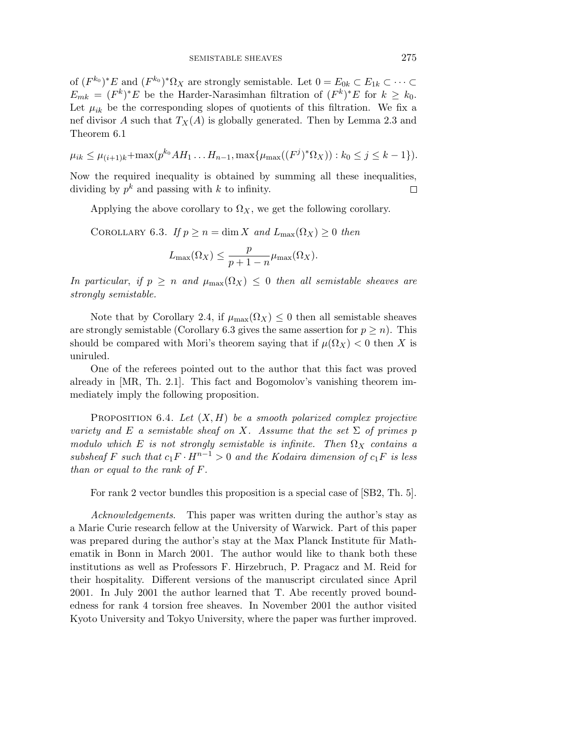of $(F^{k_0})^*E$ and $(F^{k_0})^*\Omega_X$ are strongly semistable. Let $0 = E_{0k} \subset E_{1k} \subset \cdots \subset E_{mk} = (F^k)^*E$ be the Harder-Narasimhan filtration of $(F^k)^*E$ for $k \geq k_0$. Let $\mu_{ik}$ be the corresponding slopes of quotients of this filtration. We fix a nef divisor $A$ such that $T_X(A)$ is globally generated. Then by Lemma 2.3 and Theorem 6.1

$$\mu_{ik} \leq \mu_{(i+1)k} + \max(p^{k_0} AH_1 \dots H_{n-1}, \max\{\mu_{\max}((F^j)^*\Omega_X)) : k_0 \leq j \leq k-1\}).$$

Now the required inequality is obtained by summing all these inequalities, dividing by $p^k$ and passing with $k$ to infinity. ◻

Applying the above corollary to $\Omega_X$, we get the following corollary.

COROLLARY 6.3. *If $p \geq n = \dim X$ and $L_{\max}(\Omega_X) \geq 0$ then*

$$L_{\max}(\Omega_X) \leq \frac{p}{p+1-n}\mu_{\max}(\Omega_X).$$

*In particular, if $p \geq n$ and $\mu_{\max}(\Omega_X) \leq 0$ then all semistable sheaves are strongly semistable.*

Note that by Corollary 2.4, if $\mu_{\max}(\Omega_X) \leq 0$ then all semistable sheaves are strongly semistable (Corollary 6.3 gives the same assertion for $p \geq n$). This should be compared with Mori's theorem saying that if $\mu(\Omega_X) < 0$ then $X$ is uniruled.

One of the referees pointed out to the author that this fact was proved already in [MR, Th. 2.1]. This fact and Bogomolov's vanishing theorem immediately imply the following proposition.

PROPOSITION 6.4. *Let $(X, H)$ be a smooth polarized complex projective variety and $E$ a semistable sheaf on $X$. Assume that the set $\Sigma$ of primes $p$ modulo which $E$ is not strongly semistable is infinite. Then $\Omega_X$ contains a subsheaf $F$ such that $c_1 F \cdot H^{n-1} > 0$ and the Kodaira dimension of $c_1 F$ is less than or equal to the rank of $F$.*

For rank 2 vector bundles this proposition is a special case of [SB2, Th. 5].

*Acknowledgements*. This paper was written during the author's stay as a Marie Curie research fellow at the University of Warwick. Part of this paper was prepared during the author's stay at the Max Planck Institute für Mathematik in Bonn in March 2001. The author would like to thank both these institutions as well as Professors F. Hirzebruch, P. Pragacz and M. Reid for their hospitality. Different versions of the manuscript circulated since April 2001. In July 2001 the author learned that T. Abe recently proved boundedness for rank 4 torsion free sheaves. In November 2001 the author visited Kyoto University and Tokyo University, where the paper was further improved.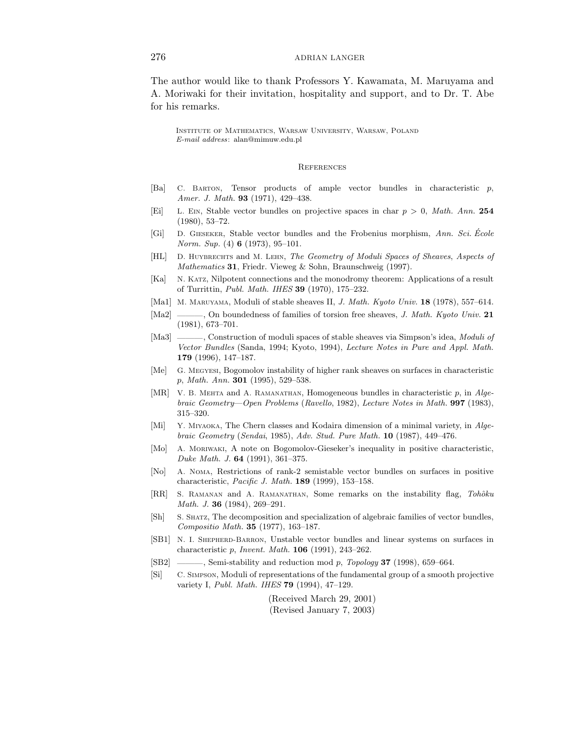The author would like to thank Professors Y. Kawamata, M. Maruyama and A. Moriwaki for their invitation, hospitality and support, and to Dr. T. Abe for his remarks.

Institute of Mathematics, Warsaw University, Warsaw, Poland
*E-mail address*: alan@mimuw.edu.pl

## References

[Ba] C. Barton, Tensor products of ample vector bundles in characteristic $p$, *Amer. J. Math.* **93** (1971), 429–438.

[Ei] L. Ein, Stable vector bundles on projective spaces in char $p > 0$, *Math. Ann.* **254** (1980), 53–72.

[Gi] D. Gieseker, Stable vector bundles and the Frobenius morphism, *Ann. Sci. École Norm. Sup.* (4) **6** (1973), 95–101.

[HL] D. Huybrechts and M. Lehn, *The Geometry of Moduli Spaces of Sheaves*, *Aspects of Mathematics* **31**, Friedr. Vieweg & Sohn, Braunschweig (1997).

[Ka] N. Katz, Nilpotent connections and the monodromy theorem: Applications of a result of Turrittin, *Publ. Math. IHES* **39** (1970), 175–232.

[Ma1] M. Maruyama, Moduli of stable sheaves II, *J. Math. Kyoto Univ.* **18** (1978), 557–614.

[Ma2] ———, On boundedness of families of torsion free sheaves, *J. Math. Kyoto Univ.* **21** (1981), 673–701.

[Ma3] ———, Construction of moduli spaces of stable sheaves via Simpson's idea, *Moduli of Vector Bundles* (Sanda, 1994; Kyoto, 1994), *Lecture Notes in Pure and Appl. Math.* **179** (1996), 147–187.

[Me] G. Megyesi, Bogomolov instability of higher rank sheaves on surfaces in characteristic $p$, *Math. Ann.* **301** (1995), 529–538.

[MR] V. B. Mehta and A. Ramanathan, Homogeneous bundles in characteristic $p$, in *Algebraic Geometry—Open Problems* (*Ravello*, 1982), *Lecture Notes in Math.* **997** (1983), 315–320.

[Mi] Y. Miyaoka, The Chern classes and Kodaira dimension of a minimal variety, in *Algebraic Geometry* (*Sendai*, 1985), *Adv. Stud. Pure Math.* **10** (1987), 449–476.

[Mo] A. Moriwaki, A note on Bogomolov-Gieseker's inequality in positive characteristic, *Duke Math. J.* **64** (1991), 361–375.

[No] A. Noma, Restrictions of rank-2 semistable vector bundles on surfaces in positive characteristic, *Pacific J. Math.* **189** (1999), 153–158.

[RR] S. Ramanan and A. Ramanathan, Some remarks on the instability flag, *Tohôku Math. J.* **36** (1984), 269–291.

[Sh] S. Shatz, The decomposition and specialization of algebraic families of vector bundles, *Compositio Math.* **35** (1977), 163–187.

[SB1] N. I. Shepherd-Barron, Unstable vector bundles and linear systems on surfaces in characteristic $p$, *Invent. Math.* **106** (1991), 243–262.

[SB2] ———, Semi-stability and reduction mod $p$, *Topology* **37** (1998), 659–664.

[Si] C. Simpson, Moduli of representations of the fundamental group of a smooth projective variety I, *Publ. Math. IHES* **79** (1994), 47–129.

(Received March 29, 2001)
(Revised January 7, 2003)